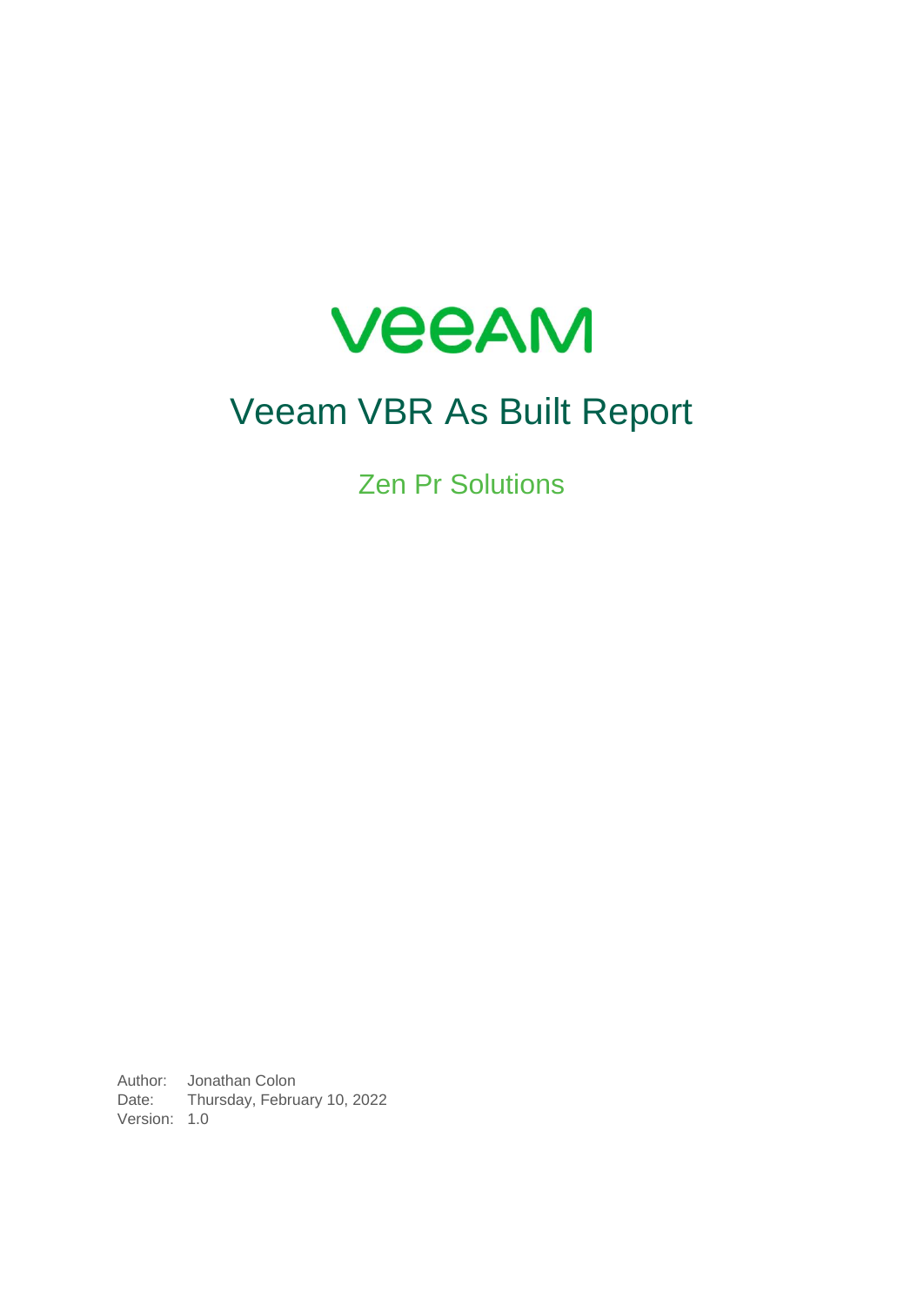# Veeam VBR As Built Report

## Zen Pr Solutions

Author: Jonathan Colon
Date: Thursday, February 10, 2022
Version: 1.0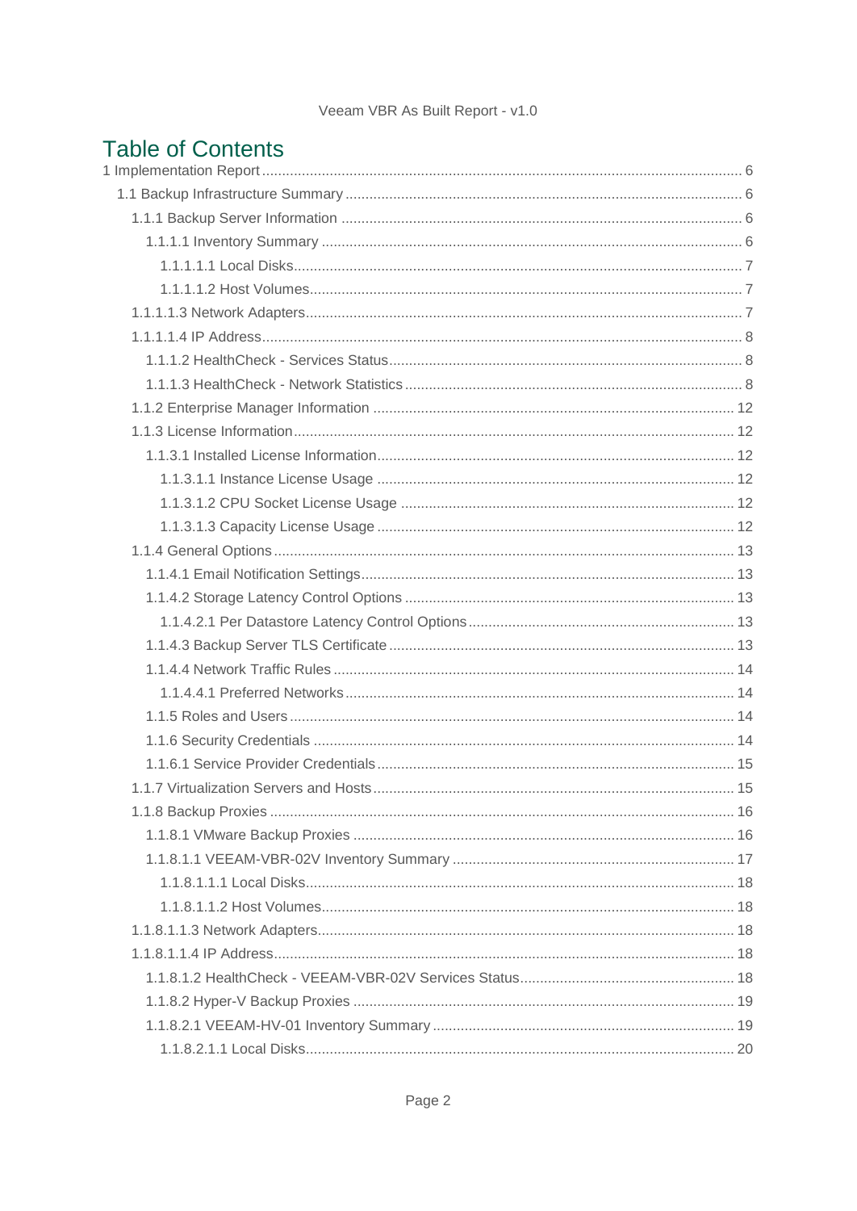# Table of Contents

1 Implementation Report ........ 6

1.1 Backup Infrastructure Summary ........ 6

1.1.1 Backup Server Information ........ 6

1.1.1.1 Inventory Summary ........ 6

1.1.1.1.1 Local Disks ........ 7

1.1.1.1.2 Host Volumes ........ 7

1.1.1.3 Network Adapters ........ 7

1.1.1.4 IP Address ........ 8

1.1.1.2 HealthCheck - Services Status ........ 8

1.1.1.3 HealthCheck - Network Statistics ........ 8

1.1.2 Enterprise Manager Information ........ 12

1.1.3 License Information ........ 12

1.1.3.1 Installed License Information ........ 12

1.1.3.1.1 Instance License Usage ........ 12

1.1.3.1.2 CPU Socket License Usage ........ 12

1.1.3.1.3 Capacity License Usage ........ 12

1.1.4 General Options ........ 13

1.1.4.1 Email Notification Settings ........ 13

1.1.4.2 Storage Latency Control Options ........ 13

1.1.4.2.1 Per Datastore Latency Control Options ........ 13

1.1.4.3 Backup Server TLS Certificate ........ 13

1.1.4.4 Network Traffic Rules ........ 14

1.1.4.4.1 Preferred Networks ........ 14

1.1.5 Roles and Users ........ 14

1.1.6 Security Credentials ........ 14

1.1.6.1 Service Provider Credentials ........ 15

1.1.7 Virtualization Servers and Hosts ........ 15

1.1.8 Backup Proxies ........ 16

1.1.8.1 VMware Backup Proxies ........ 16

1.1.8.1.1 VEEAM-VBR-02V Inventory Summary ........ 17

1.1.8.1.1.1 Local Disks ........ 18

1.1.8.1.1.2 Host Volumes ........ 18

1.1.8.1.1.3 Network Adapters ........ 18

1.1.8.1.1.4 IP Address ........ 18

1.1.8.1.2 HealthCheck - VEEAM-VBR-02V Services Status ........ 18

1.1.8.2 Hyper-V Backup Proxies ........ 19

1.1.8.2.1 VEEAM-HV-01 Inventory Summary ........ 19

1.1.8.2.1.1 Local Disks ........ 20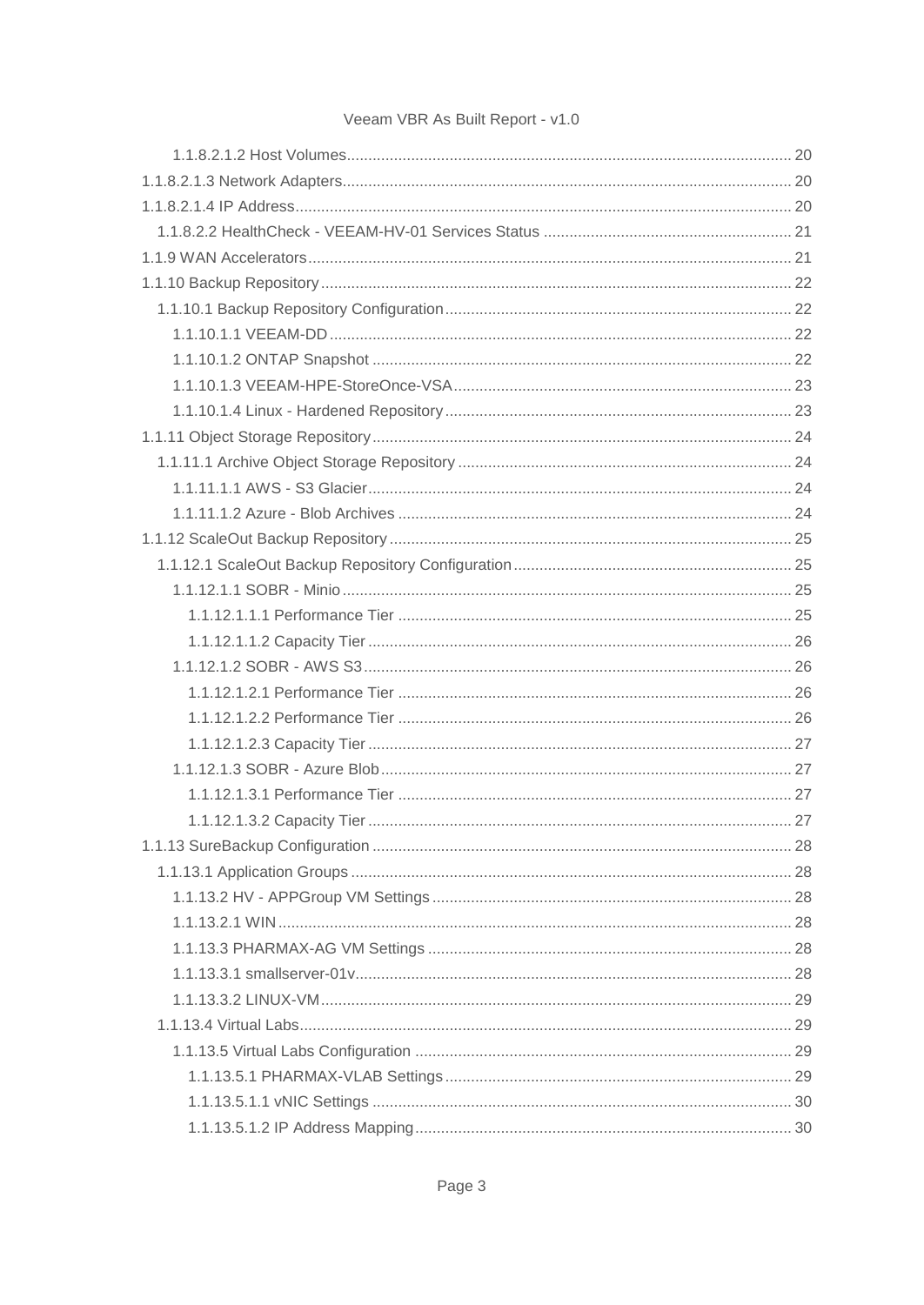- 1.1.8.2.1.2 Host Volumes .......... 20
- 1.1.8.2.1.3 Network Adapters .......... 20
- 1.1.8.2.1.4 IP Address .......... 20
- 1.1.8.2.2 HealthCheck - VEEAM-HV-01 Services Status .......... 21
- 1.1.9 WAN Accelerators .......... 21
- 1.1.10 Backup Repository .......... 22
  - 1.1.10.1 Backup Repository Configuration .......... 22
    - 1.1.10.1.1 VEEAM-DD .......... 22
    - 1.1.10.1.2 ONTAP Snapshot .......... 22
    - 1.1.10.1.3 VEEAM-HPE-StoreOnce-VSA .......... 23
    - 1.1.10.1.4 Linux - Hardened Repository .......... 23
- 1.1.11 Object Storage Repository .......... 24
  - 1.1.11.1 Archive Object Storage Repository .......... 24
    - 1.1.11.1.1 AWS - S3 Glacier .......... 24
    - 1.1.11.1.2 Azure - Blob Archives .......... 24
- 1.1.12 ScaleOut Backup Repository .......... 25
  - 1.1.12.1 ScaleOut Backup Repository Configuration .......... 25
    - 1.1.12.1.1 SOBR - Minio .......... 25
      - 1.1.12.1.1.1 Performance Tier .......... 25
      - 1.1.12.1.1.2 Capacity Tier .......... 26
    - 1.1.12.1.2 SOBR - AWS S3 .......... 26
      - 1.1.12.1.2.1 Performance Tier .......... 26
      - 1.1.12.1.2.2 Performance Tier .......... 26
      - 1.1.12.1.2.3 Capacity Tier .......... 27
    - 1.1.12.1.3 SOBR - Azure Blob .......... 27
      - 1.1.12.1.3.1 Performance Tier .......... 27
      - 1.1.12.1.3.2 Capacity Tier .......... 27
- 1.1.13 SureBackup Configuration .......... 28
  - 1.1.13.1 Application Groups .......... 28
    - 1.1.13.2 HV - APPGroup VM Settings .......... 28
    - 1.1.13.2.1 WIN .......... 28
    - 1.1.13.3 PHARMAX-AG VM Settings .......... 28
    - 1.1.13.3.1 smallserver-01v .......... 28
    - 1.1.13.3.2 LINUX-VM .......... 29
  - 1.1.13.4 Virtual Labs .......... 29
    - 1.1.13.5 Virtual Labs Configuration .......... 29
      - 1.1.13.5.1 PHARMAX-VLAB Settings .......... 29
      - 1.1.13.5.1.1 vNIC Settings .......... 30
      - 1.1.13.5.1.2 IP Address Mapping .......... 30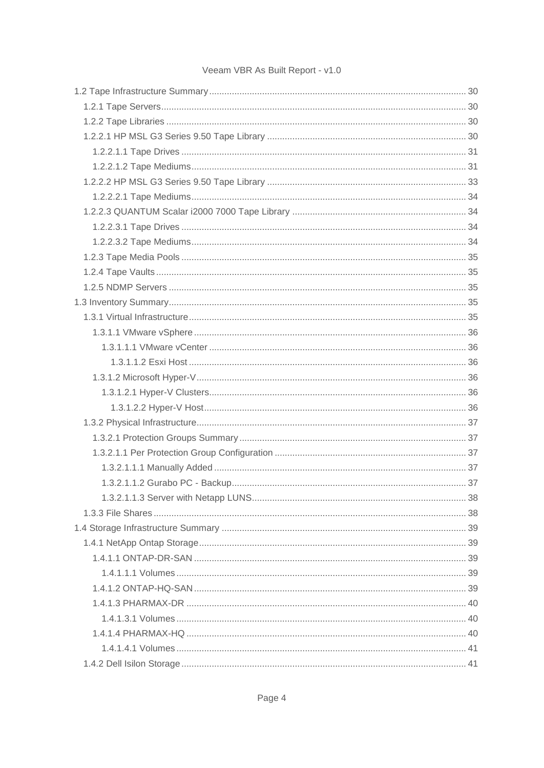1.2 Tape Infrastructure Summary ........................................................................................................ 30
1.2.1 Tape Servers ............................................................................................................................ 30
1.2.2 Tape Libraries .......................................................................................................................... 30
1.2.2.1 HP MSL G3 Series 9.50 Tape Library .................................................................................. 30
1.2.2.1.1 Tape Drives ...................................................................................................................... 31
1.2.2.1.2 Tape Mediums .................................................................................................................. 31
1.2.2.2 HP MSL G3 Series 9.50 Tape Library .................................................................................. 33
1.2.2.2.1 Tape Mediums .................................................................................................................. 34
1.2.2.3 QUANTUM Scalar i2000 7000 Tape Library ........................................................................ 34
1.2.2.3.1 Tape Drives ...................................................................................................................... 34
1.2.2.3.2 Tape Mediums .................................................................................................................. 34
1.2.3 Tape Media Pools .................................................................................................................... 35
1.2.4 Tape Vaults .............................................................................................................................. 35
1.2.5 NDMP Servers ......................................................................................................................... 35
1.3 Inventory Summary ........................................................................................................................ 35
1.3.1 Virtual Infrastructure ................................................................................................................ 35
1.3.1.1 VMware vSphere ................................................................................................................. 36
1.3.1.1.1 VMware vCenter ............................................................................................................... 36
1.3.1.1.2 Esxi Host .......................................................................................................................... 36
1.3.1.2 Microsoft Hyper-V ................................................................................................................ 36
1.3.1.2.1 Hyper-V Clusters ............................................................................................................... 36
1.3.1.2.2 Hyper-V Host .................................................................................................................... 36
1.3.2 Physical Infrastructure ............................................................................................................. 37
1.3.2.1 Protection Groups Summary ................................................................................................ 37
1.3.2.1.1 Per Protection Group Configuration .................................................................................. 37
1.3.2.1.1.1 Manually Added .............................................................................................................. 37
1.3.2.1.1.2 Gurabo PC - Backup ....................................................................................................... 37
1.3.2.1.1.3 Server with Netapp LUNS ................................................................................................ 38
1.3.3 File Shares ............................................................................................................................... 38
1.4 Storage Infrastructure Summary .................................................................................................... 39
1.4.1 NetApp Ontap Storage ............................................................................................................. 39
1.4.1.1 ONTAP-DR-SAN .................................................................................................................. 39
1.4.1.1.1 Volumes ........................................................................................................................... 39
1.4.1.2 ONTAP-HQ-SAN .................................................................................................................. 39
1.4.1.3 PHARMAX-DR ..................................................................................................................... 40
1.4.1.3.1 Volumes ........................................................................................................................... 40
1.4.1.4 PHARMAX-HQ ..................................................................................................................... 40
1.4.1.4.1 Volumes ........................................................................................................................... 41
1.4.2 Dell Isilon Storage .................................................................................................................... 41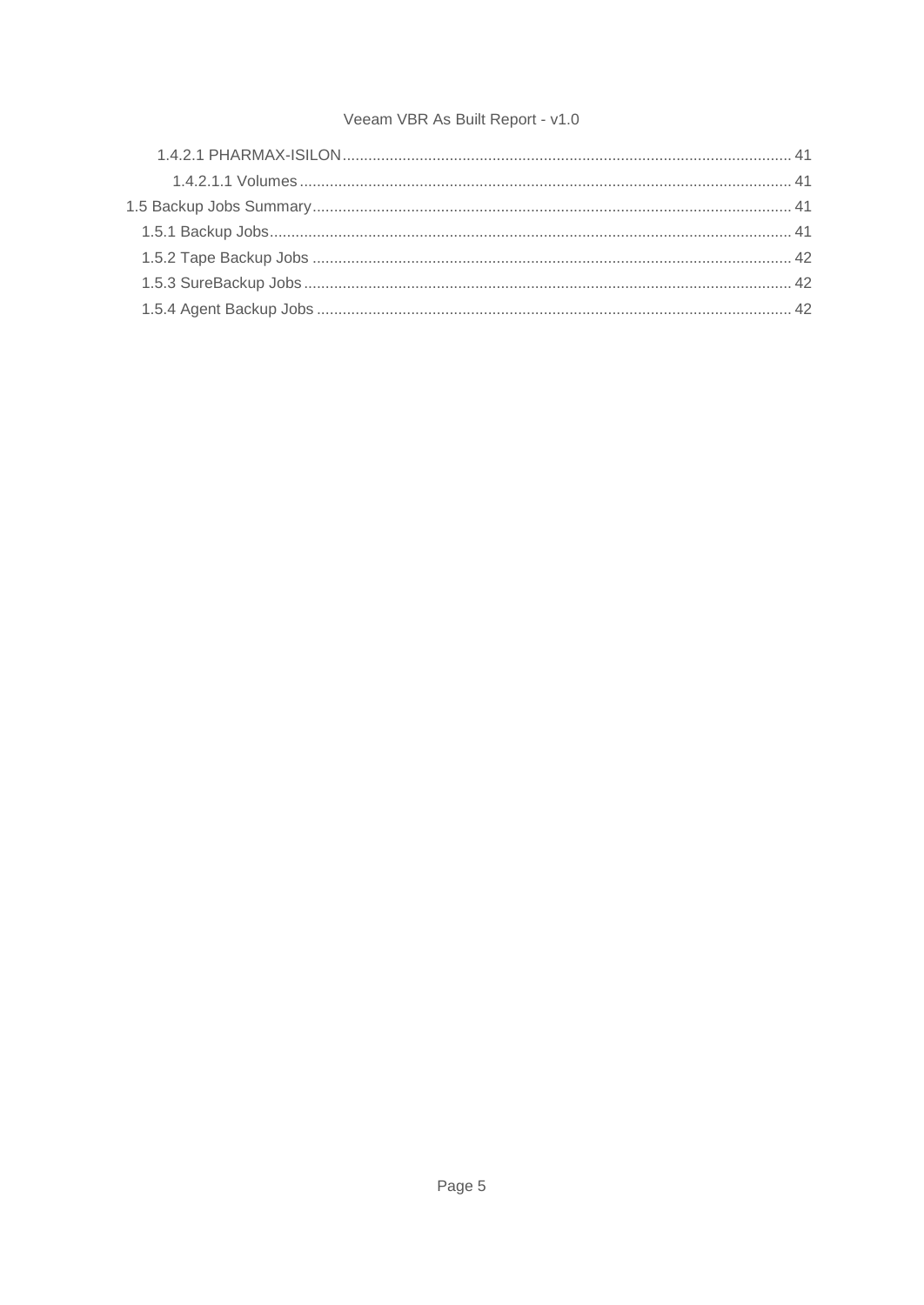1.4.2.1 PHARMAX-ISILON ........................................................ 41
 1.4.2.1.1 Volumes ........................................................ 41
1.5 Backup Jobs Summary ........................................................ 41
 1.5.1 Backup Jobs ........................................................ 41
 1.5.2 Tape Backup Jobs ........................................................ 42
 1.5.3 SureBackup Jobs ........................................................ 42
 1.5.4 Agent Backup Jobs ........................................................ 42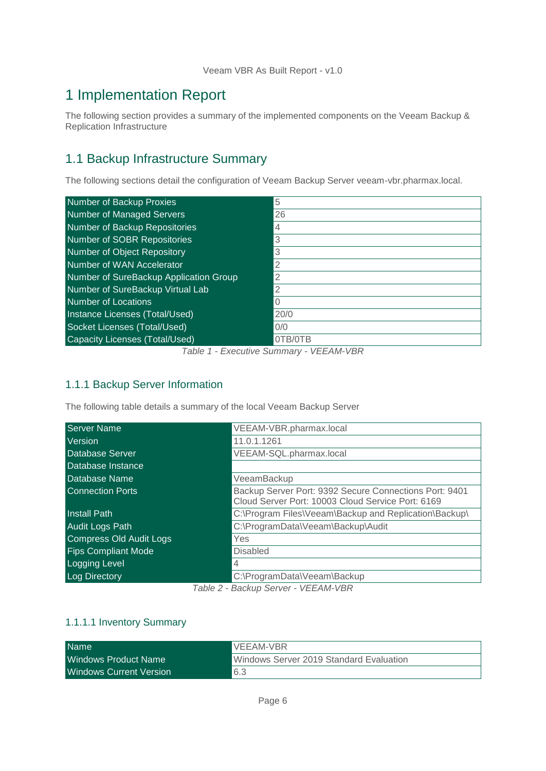# 1 Implementation Report

The following section provides a summary of the implemented components on the Veeam Backup & Replication Infrastructure

## 1.1 Backup Infrastructure Summary

The following sections detail the configuration of Veeam Backup Server veeam-vbr.pharmax.local.

| | |
|---|---|
| Number of Backup Proxies | 5 |
| Number of Managed Servers | 26 |
| Number of Backup Repositories | 4 |
| Number of SOBR Repositories | 3 |
| Number of Object Repository | 3 |
| Number of WAN Accelerator | 2 |
| Number of SureBackup Application Group | 2 |
| Number of SureBackup Virtual Lab | 2 |
| Number of Locations | 0 |
| Instance Licenses (Total/Used) | 20/0 |
| Socket Licenses (Total/Used) | 0/0 |
| Capacity Licenses (Total/Used) | 0TB/0TB |

*Table 1 - Executive Summary - VEEAM-VBR*

### 1.1.1 Backup Server Information

The following table details a summary of the local Veeam Backup Server

| | |
|---|---|
| Server Name | VEEAM-VBR.pharmax.local |
| Version | 11.0.1.1261 |
| Database Server | VEEAM-SQL.pharmax.local |
| Database Instance | |
| Database Name | VeeamBackup |
| Connection Ports | Backup Server Port: 9392 Secure Connections Port: 9401 Cloud Server Port: 10003 Cloud Service Port: 6169 |
| Install Path | C:\Program Files\Veeam\Backup and Replication\Backup\ |
| Audit Logs Path | C:\ProgramData\Veeam\Backup\Audit |
| Compress Old Audit Logs | Yes |
| Fips Compliant Mode | Disabled |
| Logging Level | 4 |
| Log Directory | C:\ProgramData\Veeam\Backup |

*Table 2 - Backup Server - VEEAM-VBR*

#### 1.1.1.1 Inventory Summary

| | |
|---|---|
| Name | VEEAM-VBR |
| Windows Product Name | Windows Server 2019 Standard Evaluation |
| Windows Current Version | 6.3 |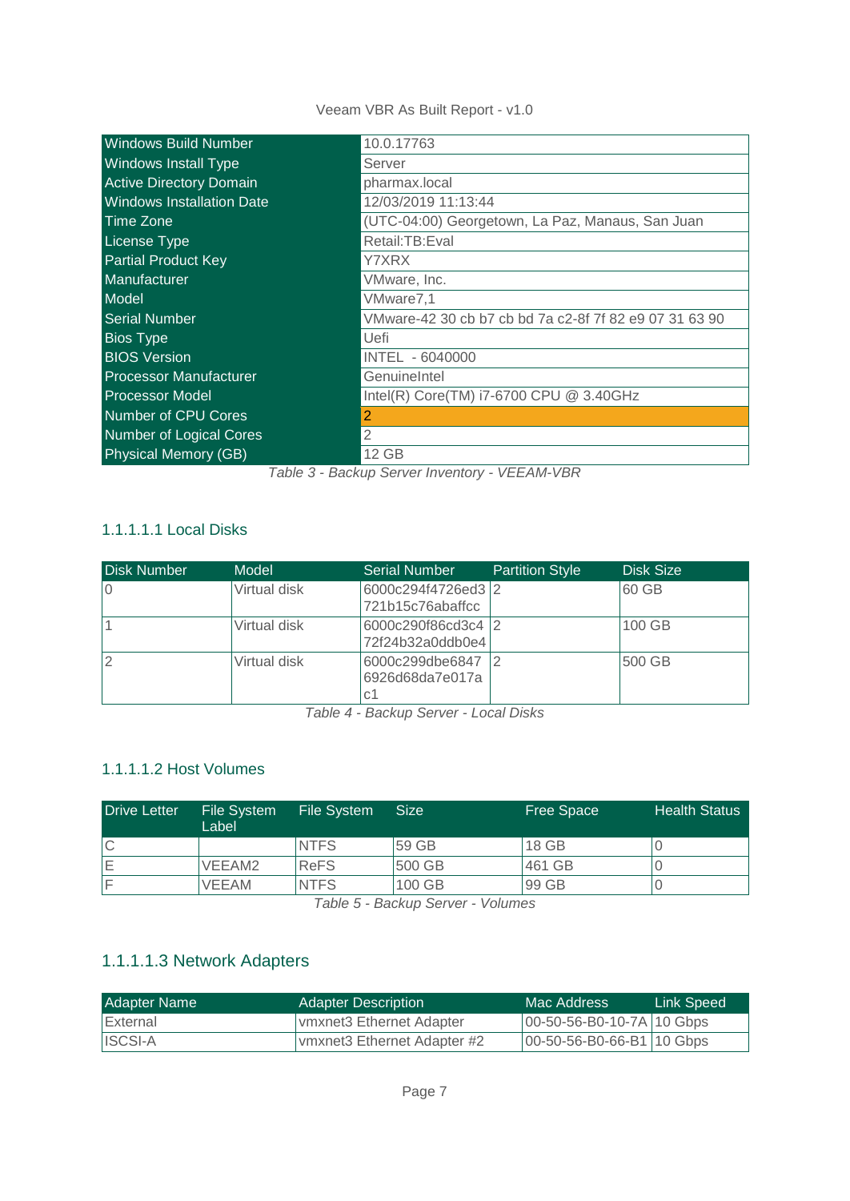| Windows Build Number | 10.0.17763 |
| --- | --- |
| Windows Install Type | Server |
| Active Directory Domain | pharmax.local |
| Windows Installation Date | 12/03/2019 11:13:44 |
| Time Zone | (UTC-04:00) Georgetown, La Paz, Manaus, San Juan |
| License Type | Retail:TB:Eval |
| Partial Product Key | Y7XRX |
| Manufacturer | VMware, Inc. |
| Model | VMware7,1 |
| Serial Number | VMware-42 30 cb b7 cb bd 7a c2-8f 7f 82 e9 07 31 63 90 |
| Bios Type | Uefi |
| BIOS Version | INTEL - 6040000 |
| Processor Manufacturer | GenuineIntel |
| Processor Model | Intel(R) Core(TM) i7-6700 CPU @ 3.40GHz |
| Number of CPU Cores | 2 |
| Number of Logical Cores | 2 |
| Physical Memory (GB) | 12 GB |

*Table 3 - Backup Server Inventory - VEEAM-VBR*

#### 1.1.1.1.1 Local Disks

| Disk Number | Model | Serial Number | Partition Style | Disk Size |
| --- | --- | --- | --- | --- |
| 0 | Virtual disk | 6000c294f4726ed3721b15c76abaffcc | 2 | 60 GB |
| 1 | Virtual disk | 6000c290f86cd3c472f24b32a0ddb0e4 | 2 | 100 GB |
| 2 | Virtual disk | 6000c299dbe68476926d68da7e017ac1 | 2 | 500 GB |

*Table 4 - Backup Server - Local Disks*

#### 1.1.1.1.2 Host Volumes

| Drive Letter | File System Label | File System | Size | Free Space | Health Status |
| --- | --- | --- | --- | --- | --- |
| C | | NTFS | 59 GB | 18 GB | 0 |
| E | VEEAM2 | ReFS | 500 GB | 461 GB | 0 |
| F | VEEAM | NTFS | 100 GB | 99 GB | 0 |

*Table 5 - Backup Server - Volumes*

#### 1.1.1.1.3 Network Adapters

| Adapter Name | Adapter Description | Mac Address | Link Speed |
| --- | --- | --- | --- |
| External | vmxnet3 Ethernet Adapter | 00-50-56-B0-10-7A | 10 Gbps |
| ISCSI-A | vmxnet3 Ethernet Adapter #2 | 00-50-56-B0-66-B1 | 10 Gbps |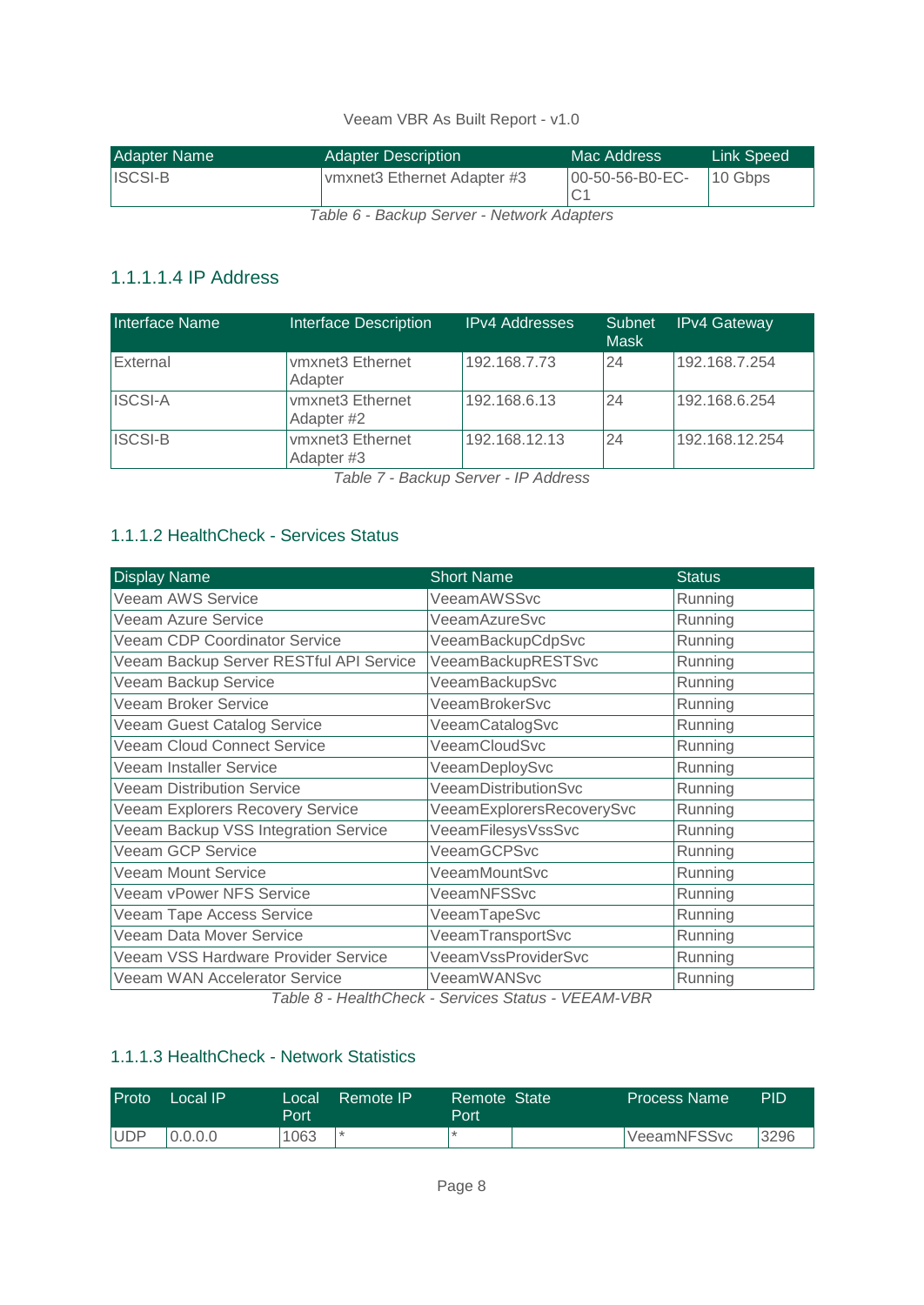| Adapter Name | Adapter Description | Mac Address | Link Speed |
|---|---|---|---|
| ISCSI-B | vmxnet3 Ethernet Adapter #3 | 00-50-56-B0-EC-C1 | 10 Gbps |

*Table 6 - Backup Server - Network Adapters*

#### 1.1.1.1.4 IP Address

| Interface Name | Interface Description | IPv4 Addresses | Subnet Mask | IPv4 Gateway |
|---|---|---|---|---|
| External | vmxnet3 Ethernet Adapter | 192.168.7.73 | 24 | 192.168.7.254 |
| ISCSI-A | vmxnet3 Ethernet Adapter #2 | 192.168.6.13 | 24 | 192.168.6.254 |
| ISCSI-B | vmxnet3 Ethernet Adapter #3 | 192.168.12.13 | 24 | 192.168.12.254 |

*Table 7 - Backup Server - IP Address*

### 1.1.2 HealthCheck - Services Status

| Display Name | Short Name | Status |
|---|---|---|
| Veeam AWS Service | VeeamAWSSvc | Running |
| Veeam Azure Service | VeeamAzureSvc | Running |
| Veeam CDP Coordinator Service | VeeamBackupCdpSvc | Running |
| Veeam Backup Server RESTful API Service | VeeamBackupRESTSvc | Running |
| Veeam Backup Service | VeeamBackupSvc | Running |
| Veeam Broker Service | VeeamBrokerSvc | Running |
| Veeam Guest Catalog Service | VeeamCatalogSvc | Running |
| Veeam Cloud Connect Service | VeeamCloudSvc | Running |
| Veeam Installer Service | VeeamDeploySvc | Running |
| Veeam Distribution Service | VeeamDistributionSvc | Running |
| Veeam Explorers Recovery Service | VeeamExplorersRecoverySvc | Running |
| Veeam Backup VSS Integration Service | VeeamFilesysVssSvc | Running |
| Veeam GCP Service | VeeamGCPSvc | Running |
| Veeam Mount Service | VeeamMountSvc | Running |
| Veeam vPower NFS Service | VeeamNFSSvc | Running |
| Veeam Tape Access Service | VeeamTapeSvc | Running |
| Veeam Data Mover Service | VeeamTransportSvc | Running |
| Veeam VSS Hardware Provider Service | VeeamVssProviderSvc | Running |
| Veeam WAN Accelerator Service | VeeamWANSvc | Running |

*Table 8 - HealthCheck - Services Status - VEEAM-VBR*

### 1.1.3 HealthCheck - Network Statistics

| Proto | Local IP | Local Port | Remote IP | Remote Port | State | Process Name | PID |
|---|---|---|---|---|---|---|---|
| UDP | 0.0.0.0 | 1063 | * | * | | VeeamNFSSvc | 3296 |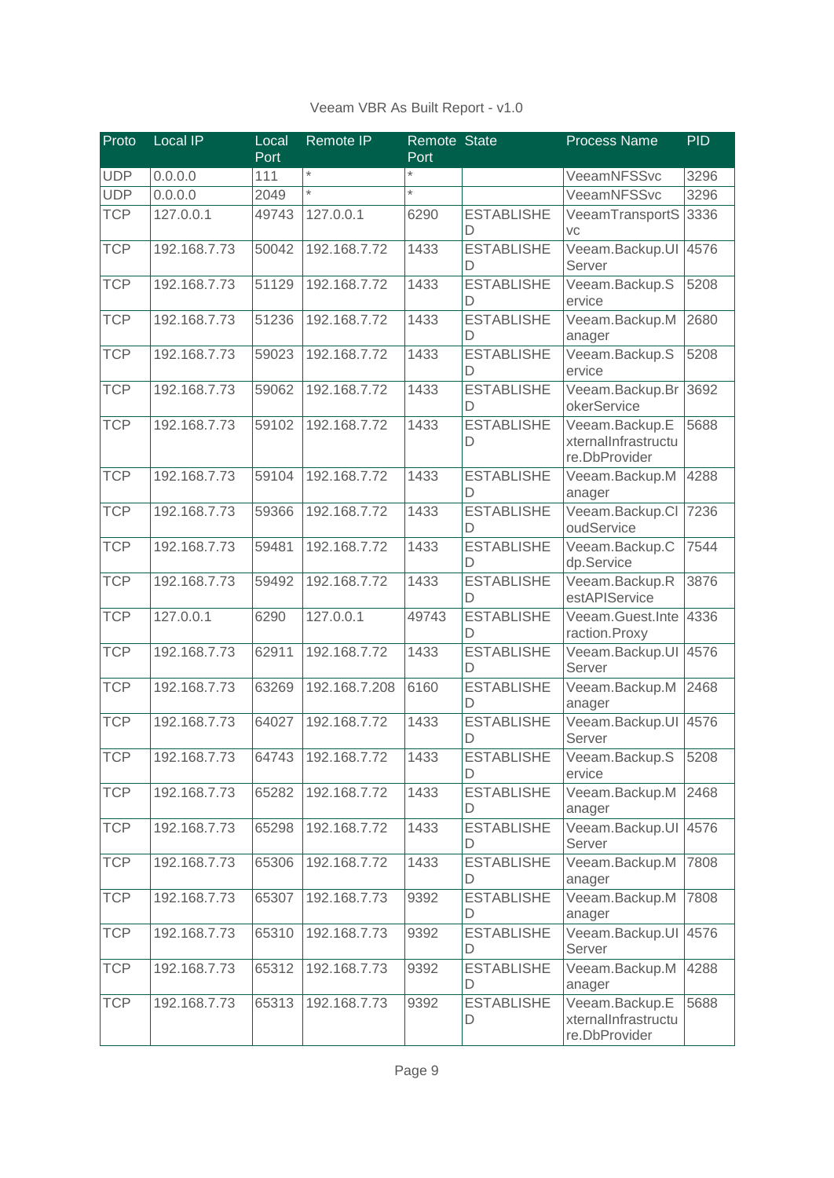| Proto | Local IP | Local Port | Remote IP | Remote Port | State | Process Name | PID |
|---|---|---|---|---|---|---|---|
| UDP | 0.0.0.0 | 111 | * | * | | VeeamNFSSvc | 3296 |
| UDP | 0.0.0.0 | 2049 | * | * | | VeeamNFSSvc | 3296 |
| TCP | 127.0.0.1 | 49743 | 127.0.0.1 | 6290 | ESTABLISHED | VeeamTransportSvc | 3336 |
| TCP | 192.168.7.73 | 50042 | 192.168.7.72 | 1433 | ESTABLISHED | Veeam.Backup.UIServer | 4576 |
| TCP | 192.168.7.73 | 51129 | 192.168.7.72 | 1433 | ESTABLISHED | Veeam.Backup.Service | 5208 |
| TCP | 192.168.7.73 | 51236 | 192.168.7.72 | 1433 | ESTABLISHED | Veeam.Backup.Manager | 2680 |
| TCP | 192.168.7.73 | 59023 | 192.168.7.72 | 1433 | ESTABLISHED | Veeam.Backup.Service | 5208 |
| TCP | 192.168.7.73 | 59062 | 192.168.7.72 | 1433 | ESTABLISHED | Veeam.Backup.BrokerService | 3692 |
| TCP | 192.168.7.73 | 59102 | 192.168.7.72 | 1433 | ESTABLISHED | Veeam.Backup.ExternalInfrastructure.DbProvider | 5688 |
| TCP | 192.168.7.73 | 59104 | 192.168.7.72 | 1433 | ESTABLISHED | Veeam.Backup.Manager | 4288 |
| TCP | 192.168.7.73 | 59366 | 192.168.7.72 | 1433 | ESTABLISHED | Veeam.Backup.CloudService | 7236 |
| TCP | 192.168.7.73 | 59481 | 192.168.7.72 | 1433 | ESTABLISHED | Veeam.Backup.Cdp.Service | 7544 |
| TCP | 192.168.7.73 | 59492 | 192.168.7.72 | 1433 | ESTABLISHED | Veeam.Backup.RestAPIService | 3876 |
| TCP | 127.0.0.1 | 6290 | 127.0.0.1 | 49743 | ESTABLISHED | Veeam.Guest.Interaction.Proxy | 4336 |
| TCP | 192.168.7.73 | 62911 | 192.168.7.72 | 1433 | ESTABLISHED | Veeam.Backup.UIServer | 4576 |
| TCP | 192.168.7.73 | 63269 | 192.168.7.208 | 6160 | ESTABLISHED | Veeam.Backup.Manager | 2468 |
| TCP | 192.168.7.73 | 64027 | 192.168.7.72 | 1433 | ESTABLISHED | Veeam.Backup.UIServer | 4576 |
| TCP | 192.168.7.73 | 64743 | 192.168.7.72 | 1433 | ESTABLISHED | Veeam.Backup.Service | 5208 |
| TCP | 192.168.7.73 | 65282 | 192.168.7.72 | 1433 | ESTABLISHED | Veeam.Backup.Manager | 2468 |
| TCP | 192.168.7.73 | 65298 | 192.168.7.72 | 1433 | ESTABLISHED | Veeam.Backup.UIServer | 4576 |
| TCP | 192.168.7.73 | 65306 | 192.168.7.72 | 1433 | ESTABLISHED | Veeam.Backup.Manager | 7808 |
| TCP | 192.168.7.73 | 65307 | 192.168.7.73 | 9392 | ESTABLISHED | Veeam.Backup.Manager | 7808 |
| TCP | 192.168.7.73 | 65310 | 192.168.7.73 | 9392 | ESTABLISHED | Veeam.Backup.UIServer | 4576 |
| TCP | 192.168.7.73 | 65312 | 192.168.7.73 | 9392 | ESTABLISHED | Veeam.Backup.Manager | 4288 |
| TCP | 192.168.7.73 | 65313 | 192.168.7.73 | 9392 | ESTABLISHED | Veeam.Backup.ExternalInfrastructure.DbProvider | 5688 |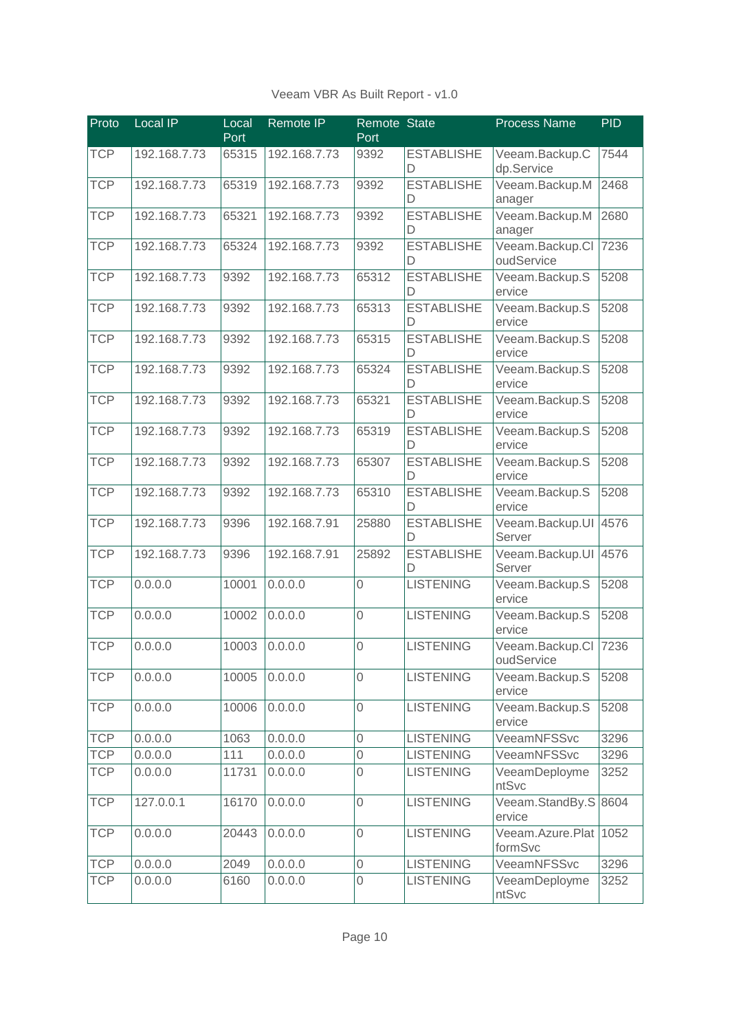| Proto | Local IP | Local Port | Remote IP | Remote Port | State | Process Name | PID |
|---|---|---|---|---|---|---|---|
| TCP | 192.168.7.73 | 65315 | 192.168.7.73 | 9392 | ESTABLISHED | Veeam.Backup.Cdp.Service | 7544 |
| TCP | 192.168.7.73 | 65319 | 192.168.7.73 | 9392 | ESTABLISHED | Veeam.Backup.Manager | 2468 |
| TCP | 192.168.7.73 | 65321 | 192.168.7.73 | 9392 | ESTABLISHED | Veeam.Backup.Manager | 2680 |
| TCP | 192.168.7.73 | 65324 | 192.168.7.73 | 9392 | ESTABLISHED | Veeam.Backup.CloudService | 7236 |
| TCP | 192.168.7.73 | 9392 | 192.168.7.73 | 65312 | ESTABLISHED | Veeam.Backup.Service | 5208 |
| TCP | 192.168.7.73 | 9392 | 192.168.7.73 | 65313 | ESTABLISHED | Veeam.Backup.Service | 5208 |
| TCP | 192.168.7.73 | 9392 | 192.168.7.73 | 65315 | ESTABLISHED | Veeam.Backup.Service | 5208 |
| TCP | 192.168.7.73 | 9392 | 192.168.7.73 | 65324 | ESTABLISHED | Veeam.Backup.Service | 5208 |
| TCP | 192.168.7.73 | 9392 | 192.168.7.73 | 65321 | ESTABLISHED | Veeam.Backup.Service | 5208 |
| TCP | 192.168.7.73 | 9392 | 192.168.7.73 | 65319 | ESTABLISHED | Veeam.Backup.Service | 5208 |
| TCP | 192.168.7.73 | 9392 | 192.168.7.73 | 65307 | ESTABLISHED | Veeam.Backup.Service | 5208 |
| TCP | 192.168.7.73 | 9392 | 192.168.7.73 | 65310 | ESTABLISHED | Veeam.Backup.Service | 5208 |
| TCP | 192.168.7.73 | 9396 | 192.168.7.91 | 25880 | ESTABLISHED | Veeam.Backup.UIServer | 4576 |
| TCP | 192.168.7.73 | 9396 | 192.168.7.91 | 25892 | ESTABLISHED | Veeam.Backup.UIServer | 4576 |
| TCP | 0.0.0.0 | 10001 | 0.0.0.0 | 0 | LISTENING | Veeam.Backup.Service | 5208 |
| TCP | 0.0.0.0 | 10002 | 0.0.0.0 | 0 | LISTENING | Veeam.Backup.Service | 5208 |
| TCP | 0.0.0.0 | 10003 | 0.0.0.0 | 0 | LISTENING | Veeam.Backup.CloudService | 7236 |
| TCP | 0.0.0.0 | 10005 | 0.0.0.0 | 0 | LISTENING | Veeam.Backup.Service | 5208 |
| TCP | 0.0.0.0 | 10006 | 0.0.0.0 | 0 | LISTENING | Veeam.Backup.Service | 5208 |
| TCP | 0.0.0.0 | 1063 | 0.0.0.0 | 0 | LISTENING | VeeamNFSSvc | 3296 |
| TCP | 0.0.0.0 | 111 | 0.0.0.0 | 0 | LISTENING | VeeamNFSSvc | 3296 |
| TCP | 0.0.0.0 | 11731 | 0.0.0.0 | 0 | LISTENING | VeeamDeploymentSvc | 3252 |
| TCP | 127.0.0.1 | 16170 | 0.0.0.0 | 0 | LISTENING | Veeam.StandBy.Service | 8604 |
| TCP | 0.0.0.0 | 20443 | 0.0.0.0 | 0 | LISTENING | Veeam.Azure.PlatformSvc | 1052 |
| TCP | 0.0.0.0 | 2049 | 0.0.0.0 | 0 | LISTENING | VeeamNFSSvc | 3296 |
| TCP | 0.0.0.0 | 6160 | 0.0.0.0 | 0 | LISTENING | VeeamDeploymentSvc | 3252 |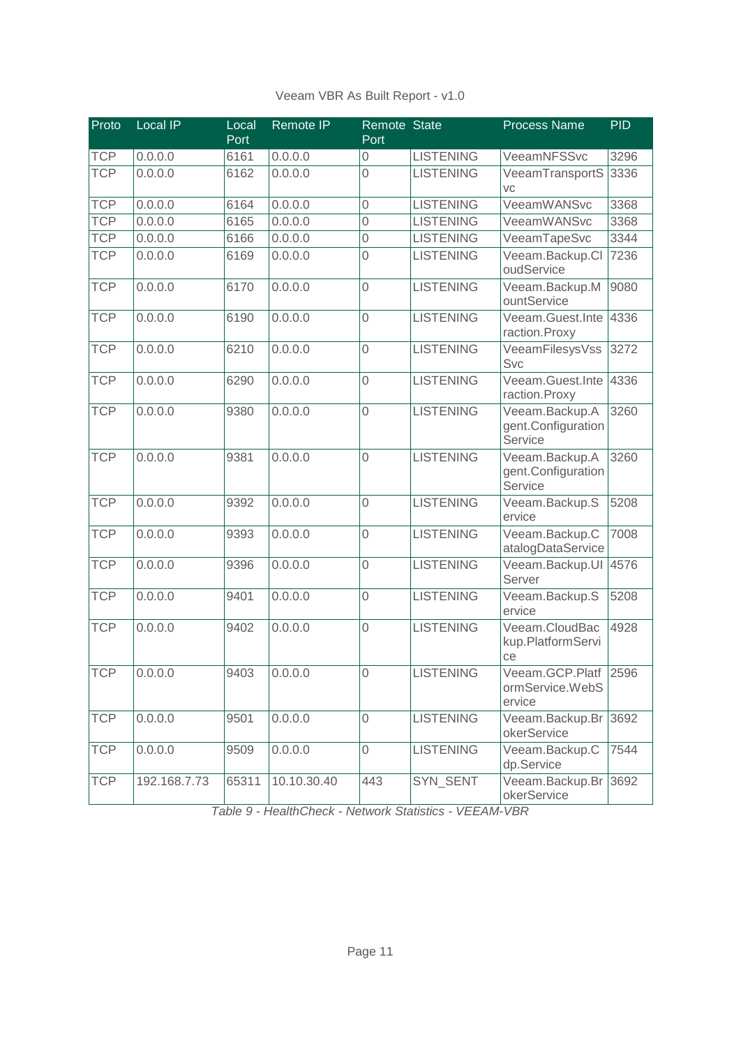| Proto | Local IP | Local Port | Remote IP | Remote Port | State | Process Name | PID |
|---|---|---|---|---|---|---|---|
| TCP | 0.0.0.0 | 6161 | 0.0.0.0 | 0 | LISTENING | VeeamNFSSvc | 3296 |
| TCP | 0.0.0.0 | 6162 | 0.0.0.0 | 0 | LISTENING | VeeamTransportSvc | 3336 |
| TCP | 0.0.0.0 | 6164 | 0.0.0.0 | 0 | LISTENING | VeeamWANSvc | 3368 |
| TCP | 0.0.0.0 | 6165 | 0.0.0.0 | 0 | LISTENING | VeeamWANSvc | 3368 |
| TCP | 0.0.0.0 | 6166 | 0.0.0.0 | 0 | LISTENING | VeeamTapeSvc | 3344 |
| TCP | 0.0.0.0 | 6169 | 0.0.0.0 | 0 | LISTENING | Veeam.Backup.CloudService | 7236 |
| TCP | 0.0.0.0 | 6170 | 0.0.0.0 | 0 | LISTENING | Veeam.Backup.MountService | 9080 |
| TCP | 0.0.0.0 | 6190 | 0.0.0.0 | 0 | LISTENING | Veeam.Guest.Interaction.Proxy | 4336 |
| TCP | 0.0.0.0 | 6210 | 0.0.0.0 | 0 | LISTENING | VeeamFilesysVssSvc | 3272 |
| TCP | 0.0.0.0 | 6290 | 0.0.0.0 | 0 | LISTENING | Veeam.Guest.Interaction.Proxy | 4336 |
| TCP | 0.0.0.0 | 9380 | 0.0.0.0 | 0 | LISTENING | Veeam.Backup.Agent.ConfigurationService | 3260 |
| TCP | 0.0.0.0 | 9381 | 0.0.0.0 | 0 | LISTENING | Veeam.Backup.Agent.ConfigurationService | 3260 |
| TCP | 0.0.0.0 | 9392 | 0.0.0.0 | 0 | LISTENING | Veeam.Backup.Service | 5208 |
| TCP | 0.0.0.0 | 9393 | 0.0.0.0 | 0 | LISTENING | Veeam.Backup.CatalogDataService | 7008 |
| TCP | 0.0.0.0 | 9396 | 0.0.0.0 | 0 | LISTENING | Veeam.Backup.UIServer | 4576 |
| TCP | 0.0.0.0 | 9401 | 0.0.0.0 | 0 | LISTENING | Veeam.Backup.Service | 5208 |
| TCP | 0.0.0.0 | 9402 | 0.0.0.0 | 0 | LISTENING | Veeam.CloudBackup.PlatformService | 4928 |
| TCP | 0.0.0.0 | 9403 | 0.0.0.0 | 0 | LISTENING | Veeam.GCP.PlatformService.WebService | 2596 |
| TCP | 0.0.0.0 | 9501 | 0.0.0.0 | 0 | LISTENING | Veeam.Backup.BrokerService | 3692 |
| TCP | 0.0.0.0 | 9509 | 0.0.0.0 | 0 | LISTENING | Veeam.Backup.Cdp.Service | 7544 |
| TCP | 192.168.7.73 | 65311 | 10.10.30.40 | 443 | SYN_SENT | Veeam.Backup.BrokerService | 3692 |

*Table 9 - HealthCheck - Network Statistics - VEEAM-VBR*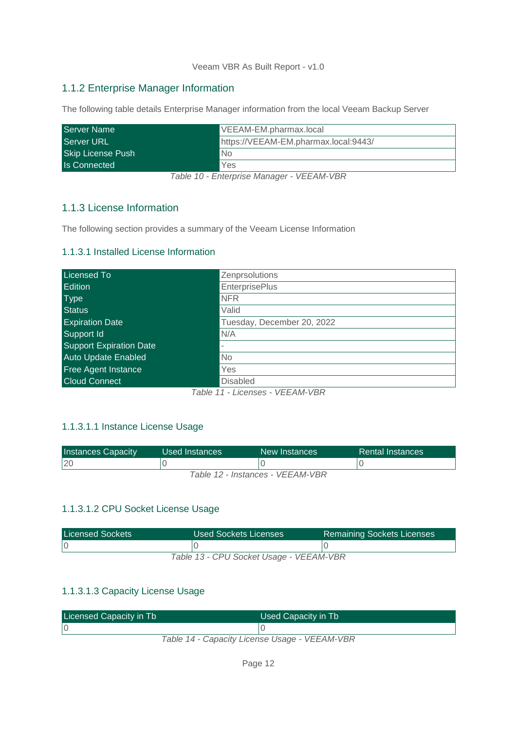### 1.1.2 Enterprise Manager Information

The following table details Enterprise Manager information from the local Veeam Backup Server

| | |
|---|---|
| Server Name | VEEAM-EM.pharmax.local |
| Server URL | https://VEEAM-EM.pharmax.local:9443/ |
| Skip License Push | No |
| Is Connected | Yes |

*Table 10 - Enterprise Manager - VEEAM-VBR*

### 1.1.3 License Information

The following section provides a summary of the Veeam License Information

#### 1.1.3.1 Installed License Information

| | |
|---|---|
| Licensed To | Zenprsolutions |
| Edition | EnterprisePlus |
| Type | NFR |
| Status | Valid |
| Expiration Date | Tuesday, December 20, 2022 |
| Support Id | N/A |
| Support Expiration Date | - |
| Auto Update Enabled | No |
| Free Agent Instance | Yes |
| Cloud Connect | Disabled |

*Table 11 - Licenses - VEEAM-VBR*

##### 1.1.3.1.1 Instance License Usage

| Instances Capacity | Used Instances | New Instances | Rental Instances |
|---|---|---|---|
| 20 | 0 | 0 | 0 |

*Table 12 - Instances - VEEAM-VBR*

##### 1.1.3.1.2 CPU Socket License Usage

| Licensed Sockets | Used Sockets Licenses | Remaining Sockets Licenses |
|---|---|---|
| 0 | 0 | 0 |

*Table 13 - CPU Socket Usage - VEEAM-VBR*

##### 1.1.3.1.3 Capacity License Usage

| Licensed Capacity in Tb | Used Capacity in Tb |
|---|---|
| 0 | 0 |

*Table 14 - Capacity License Usage - VEEAM-VBR*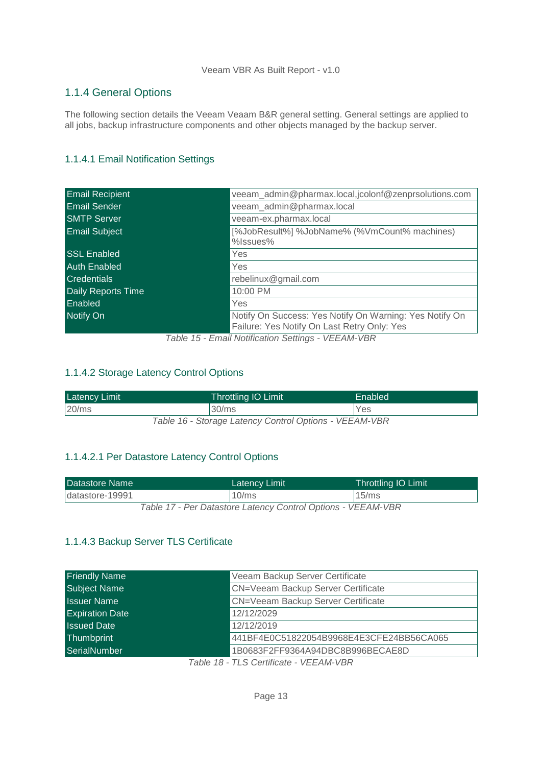### 1.1.4 General Options

The following section details the Veeam Veaam B&R general setting. General settings are applied to all jobs, backup infrastructure components and other objects managed by the backup server.

#### 1.1.4.1 Email Notification Settings

| | |
|---|---|
| Email Recipient | veeam_admin@pharmax.local,jcolonf@zenprsolutions.com |
| Email Sender | veeam_admin@pharmax.local |
| SMTP Server | veeam-ex.pharmax.local |
| Email Subject | [%JobResult%] %JobName% (%VmCount% machines) %Issues% |
| SSL Enabled | Yes |
| Auth Enabled | Yes |
| Credentials | rebelinux@gmail.com |
| Daily Reports Time | 10:00 PM |
| Enabled | Yes |
| Notify On | Notify On Success: Yes Notify On Warning: Yes Notify On Failure: Yes Notify On Last Retry Only: Yes |

*Table 15 - Email Notification Settings - VEEAM-VBR*

#### 1.1.4.2 Storage Latency Control Options

| Latency Limit | Throttling IO Limit | Enabled |
|---|---|---|
| 20/ms | 30/ms | Yes |

*Table 16 - Storage Latency Control Options - VEEAM-VBR*

##### 1.1.4.2.1 Per Datastore Latency Control Options

| Datastore Name | Latency Limit | Throttling IO Limit |
|---|---|---|
| datastore-19991 | 10/ms | 15/ms |

*Table 17 - Per Datastore Latency Control Options - VEEAM-VBR*

#### 1.1.4.3 Backup Server TLS Certificate

| | |
|---|---|
| Friendly Name | Veeam Backup Server Certificate |
| Subject Name | CN=Veeam Backup Server Certificate |
| Issuer Name | CN=Veeam Backup Server Certificate |
| Expiration Date | 12/12/2029 |
| Issued Date | 12/12/2019 |
| Thumbprint | 441BF4E0C51822054B9968E4E3CFE24BB56CA065 |
| SerialNumber | 1B0683F2FF9364A94DBC8B996BECAE8D |

*Table 18 - TLS Certificate - VEEAM-VBR*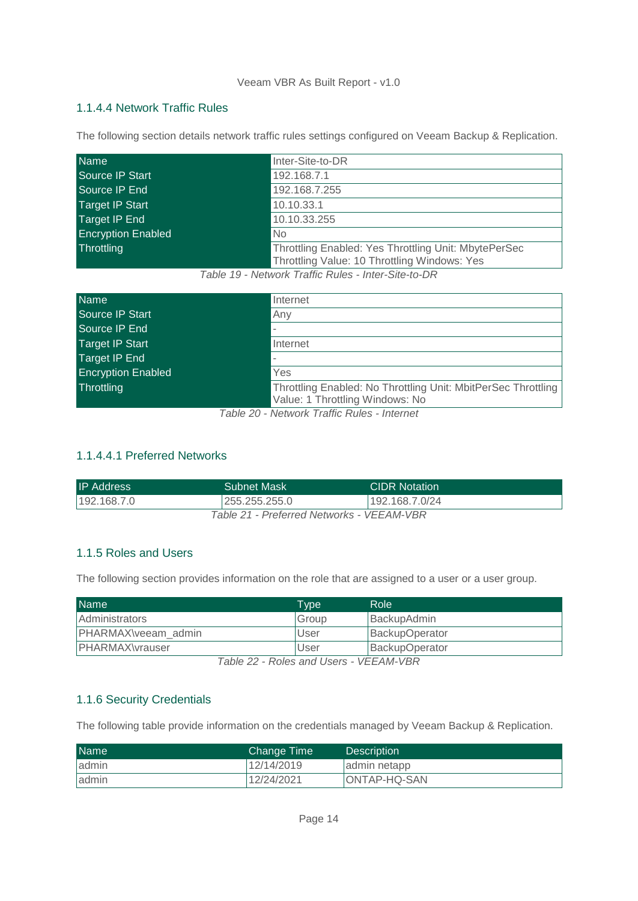#### 1.1.4.4 Network Traffic Rules

The following section details network traffic rules settings configured on Veeam Backup & Replication.

| Name | Inter-Site-to-DR |
|---|---|
| Source IP Start | 192.168.7.1 |
| Source IP End | 192.168.7.255 |
| Target IP Start | 10.10.33.1 |
| Target IP End | 10.10.33.255 |
| Encryption Enabled | No |
| Throttling | Throttling Enabled: Yes Throttling Unit: MbytePerSec Throttling Value: 10 Throttling Windows: Yes |

*Table 19 - Network Traffic Rules - Inter-Site-to-DR*

| Name | Internet |
|---|---|
| Source IP Start | Any |
| Source IP End | - |
| Target IP Start | Internet |
| Target IP End | - |
| Encryption Enabled | Yes |
| Throttling | Throttling Enabled: No Throttling Unit: MbitPerSec Throttling Value: 1 Throttling Windows: No |

*Table 20 - Network Traffic Rules - Internet*

##### 1.1.4.4.1 Preferred Networks

| IP Address | Subnet Mask | CIDR Notation |
|---|---|---|
| 192.168.7.0 | 255.255.255.0 | 192.168.7.0/24 |

*Table 21 - Preferred Networks - VEEAM-VBR*

### 1.1.5 Roles and Users

The following section provides information on the role that are assigned to a user or a user group.

| Name | Type | Role |
|---|---|---|
| Administrators | Group | BackupAdmin |
| PHARMAX\veeam_admin | User | BackupOperator |
| PHARMAX\vrauser | User | BackupOperator |

*Table 22 - Roles and Users - VEEAM-VBR*

### 1.1.6 Security Credentials

The following table provide information on the credentials managed by Veeam Backup & Replication.

| Name | Change Time | Description |
|---|---|---|
| admin | 12/14/2019 | admin netapp |
| admin | 12/24/2021 | ONTAP-HQ-SAN |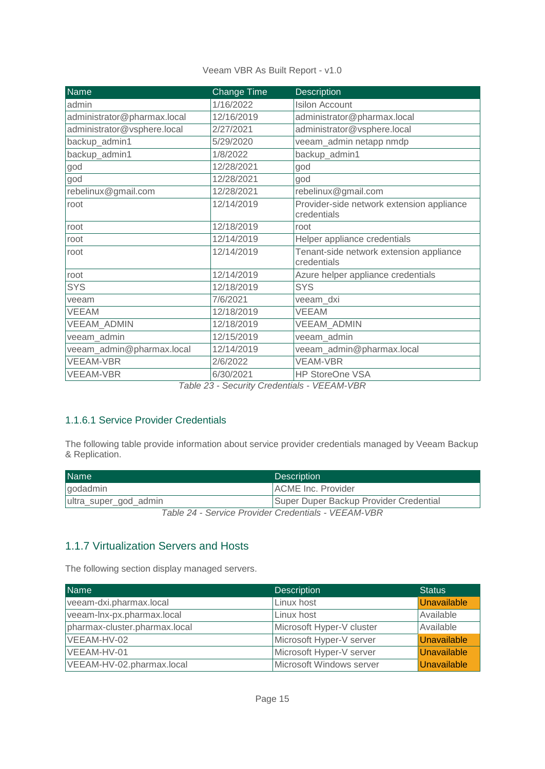| Name | Change Time | Description |
|---|---|---|
| admin | 1/16/2022 | Isilon Account |
| administrator@pharmax.local | 12/16/2019 | administrator@pharmax.local |
| administrator@vsphere.local | 2/27/2021 | administrator@vsphere.local |
| backup_admin1 | 5/29/2020 | veeam_admin netapp nmdp |
| backup_admin1 | 1/8/2022 | backup_admin1 |
| god | 12/28/2021 | god |
| god | 12/28/2021 | god |
| rebelinux@gmail.com | 12/28/2021 | rebelinux@gmail.com |
| root | 12/14/2019 | Provider-side network extension appliance credentials |
| root | 12/18/2019 | root |
| root | 12/14/2019 | Helper appliance credentials |
| root | 12/14/2019 | Tenant-side network extension appliance credentials |
| root | 12/14/2019 | Azure helper appliance credentials |
| SYS | 12/18/2019 | SYS |
| veeam | 7/6/2021 | veeam_dxi |
| VEEAM | 12/18/2019 | VEEAM |
| VEEAM_ADMIN | 12/18/2019 | VEEAM_ADMIN |
| veeam_admin | 12/15/2019 | veeam_admin |
| veeam_admin@pharmax.local | 12/14/2019 | veeam_admin@pharmax.local |
| VEEAM-VBR | 2/6/2022 | VEAM-VBR |
| VEEAM-VBR | 6/30/2021 | HP StoreOne VSA |

*Table 23 - Security Credentials - VEEAM-VBR*

### 1.1.6.1 Service Provider Credentials

The following table provide information about service provider credentials managed by Veeam Backup & Replication.

| Name | Description |
|---|---|
| godadmin | ACME Inc. Provider |
| ultra_super_god_admin | Super Duper Backup Provider Credential |

*Table 24 - Service Provider Credentials - VEEAM-VBR*

## 1.1.7 Virtualization Servers and Hosts

The following section display managed servers.

| Name | Description | Status |
|---|---|---|
| veeam-dxi.pharmax.local | Linux host | Unavailable |
| veeam-lnx-px.pharmax.local | Linux host | Available |
| pharmax-cluster.pharmax.local | Microsoft Hyper-V cluster | Available |
| VEEAM-HV-02 | Microsoft Hyper-V server | Unavailable |
| VEEAM-HV-01 | Microsoft Hyper-V server | Unavailable |
| VEEAM-HV-02.pharmax.local | Microsoft Windows server | Unavailable |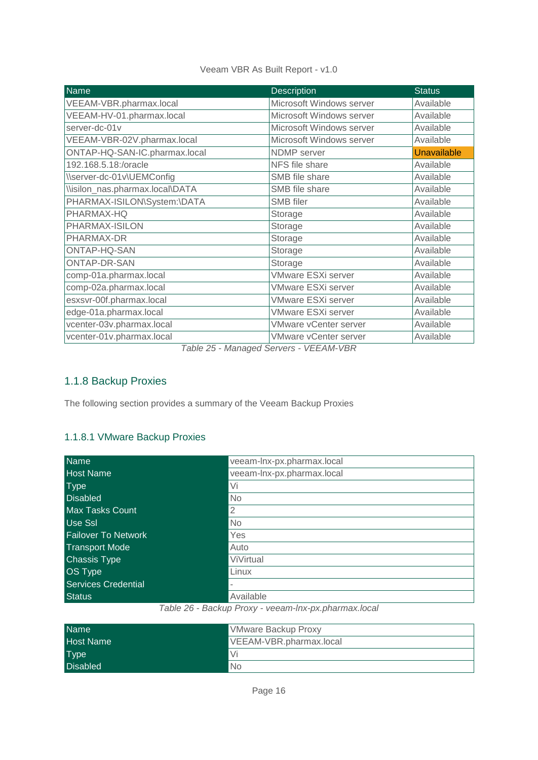| Name | Description | Status |
|---|---|---|
| VEEAM-VBR.pharmax.local | Microsoft Windows server | Available |
| VEEAM-HV-01.pharmax.local | Microsoft Windows server | Available |
| server-dc-01v | Microsoft Windows server | Available |
| VEEAM-VBR-02V.pharmax.local | Microsoft Windows server | Available |
| ONTAP-HQ-SAN-IC.pharmax.local | NDMP server | Unavailable |
| 192.168.5.18:/oracle | NFS file share | Available |
| \\server-dc-01v\UEMConfig | SMB file share | Available |
| \\isilon_nas.pharmax.local\DATA | SMB file share | Available |
| PHARMAX-ISILON\System:\DATA | SMB filer | Available |
| PHARMAX-HQ | Storage | Available |
| PHARMAX-ISILON | Storage | Available |
| PHARMAX-DR | Storage | Available |
| ONTAP-HQ-SAN | Storage | Available |
| ONTAP-DR-SAN | Storage | Available |
| comp-01a.pharmax.local | VMware ESXi server | Available |
| comp-02a.pharmax.local | VMware ESXi server | Available |
| esxsvr-00f.pharmax.local | VMware ESXi server | Available |
| edge-01a.pharmax.local | VMware ESXi server | Available |
| vcenter-03v.pharmax.local | VMware vCenter server | Available |
| vcenter-01v.pharmax.local | VMware vCenter server | Available |

*Table 25 - Managed Servers - VEEAM-VBR*

### 1.1.8 Backup Proxies

The following section provides a summary of the Veeam Backup Proxies

#### 1.1.8.1 VMware Backup Proxies

| Name | veeam-lnx-px.pharmax.local |
|---|---|
| Host Name | veeam-lnx-px.pharmax.local |
| Type | Vi |
| Disabled | No |
| Max Tasks Count | 2 |
| Use Ssl | No |
| Failover To Network | Yes |
| Transport Mode | Auto |
| Chassis Type | ViVirtual |
| OS Type | Linux |
| Services Credential | - |
| Status | Available |

*Table 26 - Backup Proxy - veeam-lnx-px.pharmax.local*

| Name | VMware Backup Proxy |
|---|---|
| Host Name | VEEAM-VBR.pharmax.local |
| Type | Vi |
| Disabled | No |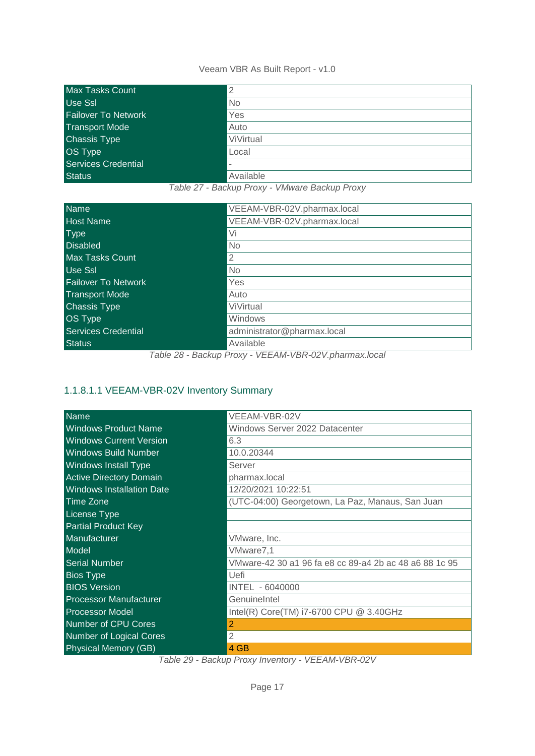| Max Tasks Count | 2 |
|---|---|
| Use Ssl | No |
| Failover To Network | Yes |
| Transport Mode | Auto |
| Chassis Type | ViVirtual |
| OS Type | Local |
| Services Credential | - |
| Status | Available |

*Table 27 - Backup Proxy - VMware Backup Proxy*

| Name | VEEAM-VBR-02V.pharmax.local |
|---|---|
| Host Name | VEEAM-VBR-02V.pharmax.local |
| Type | Vi |
| Disabled | No |
| Max Tasks Count | 2 |
| Use Ssl | No |
| Failover To Network | Yes |
| Transport Mode | Auto |
| Chassis Type | ViVirtual |
| OS Type | Windows |
| Services Credential | administrator@pharmax.local |
| Status | Available |

*Table 28 - Backup Proxy - VEEAM-VBR-02V.pharmax.local*

### 1.1.8.1.1 VEEAM-VBR-02V Inventory Summary

| Name | VEEAM-VBR-02V |
|---|---|
| Windows Product Name | Windows Server 2022 Datacenter |
| Windows Current Version | 6.3 |
| Windows Build Number | 10.0.20344 |
| Windows Install Type | Server |
| Active Directory Domain | pharmax.local |
| Windows Installation Date | 12/20/2021 10:22:51 |
| Time Zone | (UTC-04:00) Georgetown, La Paz, Manaus, San Juan |
| License Type | |
| Partial Product Key | |
| Manufacturer | VMware, Inc. |
| Model | VMware7,1 |
| Serial Number | VMware-42 30 a1 96 fa e8 cc 89-a4 2b ac 48 a6 88 1c 95 |
| Bios Type | Uefi |
| BIOS Version | INTEL - 6040000 |
| Processor Manufacturer | GenuineIntel |
| Processor Model | Intel(R) Core(TM) i7-6700 CPU @ 3.40GHz |
| Number of CPU Cores | 2 |
| Number of Logical Cores | 2 |
| Physical Memory (GB) | 4 GB |

*Table 29 - Backup Proxy Inventory - VEEAM-VBR-02V*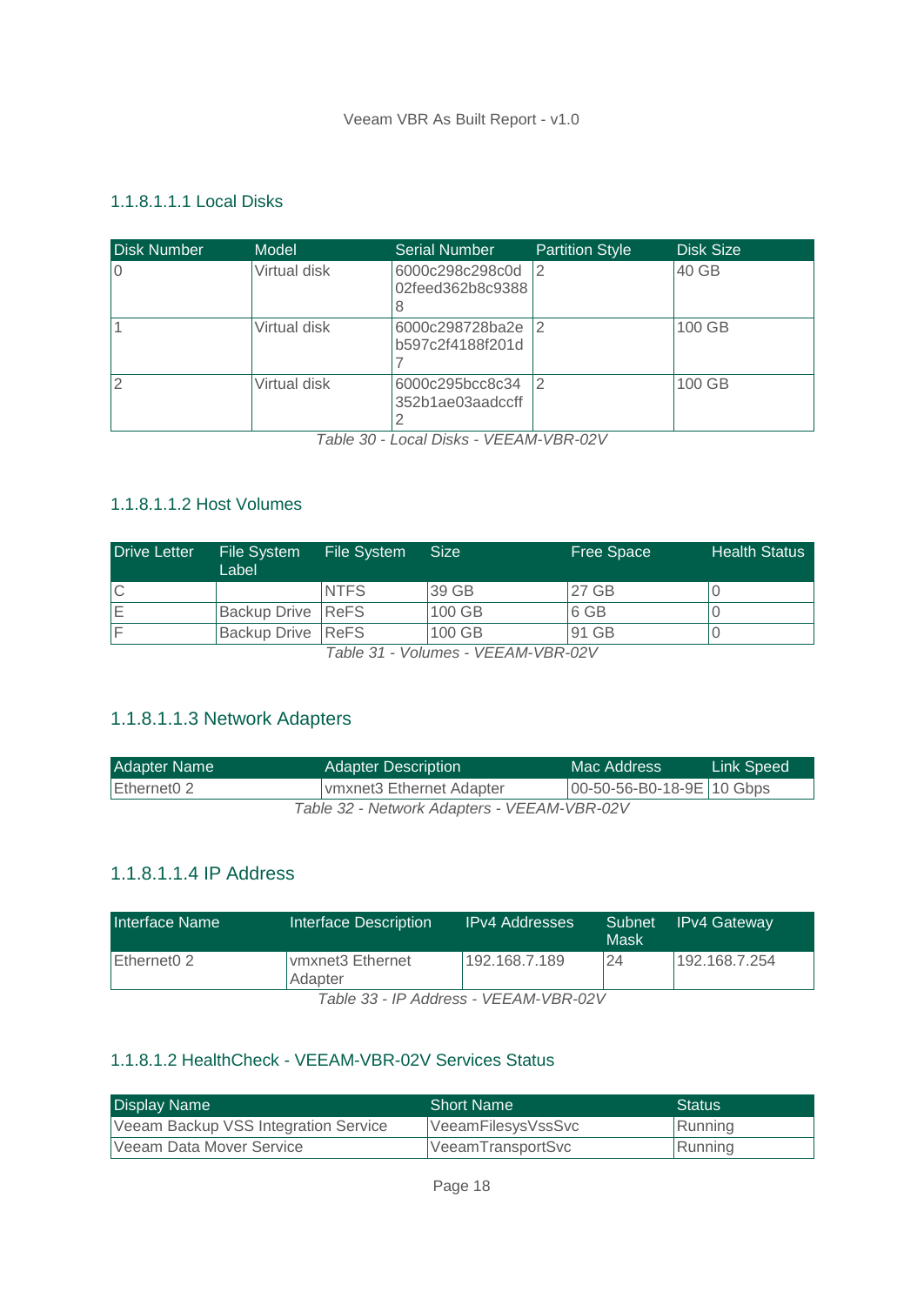##### 1.1.8.1.1.1 Local Disks

| Disk Number | Model | Serial Number | Partition Style | Disk Size |
| --- | --- | --- | --- | --- |
| 0 | Virtual disk | 6000c298c298c0d02feed362b8c93888 | 2 | 40 GB |
| 1 | Virtual disk | 6000c298728ba2eb597c2f4188f201d7 | 2 | 100 GB |
| 2 | Virtual disk | 6000c295bcc8c34352b1ae03aadccff2 | 2 | 100 GB |

*Table 30 - Local Disks - VEEAM-VBR-02V*

##### 1.1.8.1.1.2 Host Volumes

| Drive Letter | File System Label | File System | Size | Free Space | Health Status |
| --- | --- | --- | --- | --- | --- |
| C | | NTFS | 39 GB | 27 GB | 0 |
| E | Backup Drive | ReFS | 100 GB | 6 GB | 0 |
| F | Backup Drive | ReFS | 100 GB | 91 GB | 0 |

*Table 31 - Volumes - VEEAM-VBR-02V*

##### 1.1.8.1.1.3 Network Adapters

| Adapter Name | Adapter Description | Mac Address | Link Speed |
| --- | --- | --- | --- |
| Ethernet0 2 | vmxnet3 Ethernet Adapter | 00-50-56-B0-18-9E | 10 Gbps |

*Table 32 - Network Adapters - VEEAM-VBR-02V*

##### 1.1.8.1.1.4 IP Address

| Interface Name | Interface Description | IPv4 Addresses | Subnet Mask | IPv4 Gateway |
| --- | --- | --- | --- | --- |
| Ethernet0 2 | vmxnet3 Ethernet Adapter | 192.168.7.189 | 24 | 192.168.7.254 |

*Table 33 - IP Address - VEEAM-VBR-02V*

#### 1.1.8.1.2 HealthCheck - VEEAM-VBR-02V Services Status

| Display Name | Short Name | Status |
| --- | --- | --- |
| Veeam Backup VSS Integration Service | VeeamFilesysVssSvc | Running |
| Veeam Data Mover Service | VeeamTransportSvc | Running |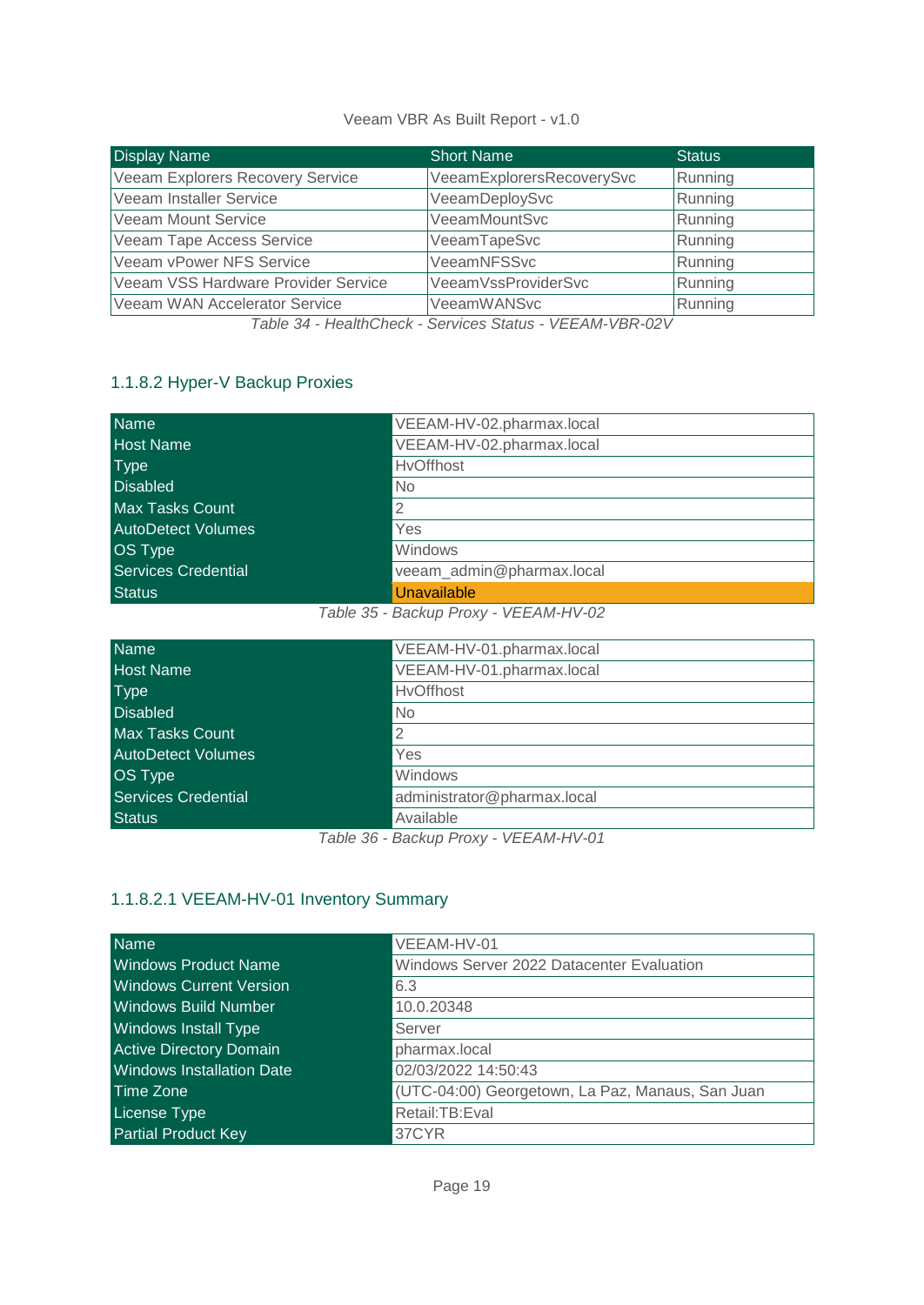| Display Name | Short Name | Status |
|---|---|---|
| Veeam Explorers Recovery Service | VeeamExplorersRecoverySvc | Running |
| Veeam Installer Service | VeeamDeploySvc | Running |
| Veeam Mount Service | VeeamMountSvc | Running |
| Veeam Tape Access Service | VeeamTapeSvc | Running |
| Veeam vPower NFS Service | VeeamNFSSvc | Running |
| Veeam VSS Hardware Provider Service | VeeamVssProviderSvc | Running |
| Veeam WAN Accelerator Service | VeeamWANSvc | Running |

*Table 34 - HealthCheck - Services Status - VEEAM-VBR-02V*

### 1.1.8.2 Hyper-V Backup Proxies

| | |
|---|---|
| Name | VEEAM-HV-02.pharmax.local |
| Host Name | VEEAM-HV-02.pharmax.local |
| Type | HvOffhost |
| Disabled | No |
| Max Tasks Count | 2 |
| AutoDetect Volumes | Yes |
| OS Type | Windows |
| Services Credential | veeam_admin@pharmax.local |
| Status | Unavailable |

*Table 35 - Backup Proxy - VEEAM-HV-02*

| | |
|---|---|
| Name | VEEAM-HV-01.pharmax.local |
| Host Name | VEEAM-HV-01.pharmax.local |
| Type | HvOffhost |
| Disabled | No |
| Max Tasks Count | 2 |
| AutoDetect Volumes | Yes |
| OS Type | Windows |
| Services Credential | administrator@pharmax.local |
| Status | Available |

*Table 36 - Backup Proxy - VEEAM-HV-01*

#### 1.1.8.2.1 VEEAM-HV-01 Inventory Summary

| | |
|---|---|
| Name | VEEAM-HV-01 |
| Windows Product Name | Windows Server 2022 Datacenter Evaluation |
| Windows Current Version | 6.3 |
| Windows Build Number | 10.0.20348 |
| Windows Install Type | Server |
| Active Directory Domain | pharmax.local |
| Windows Installation Date | 02/03/2022 14:50:43 |
| Time Zone | (UTC-04:00) Georgetown, La Paz, Manaus, San Juan |
| License Type | Retail:TB:Eval |
| Partial Product Key | 37CYR |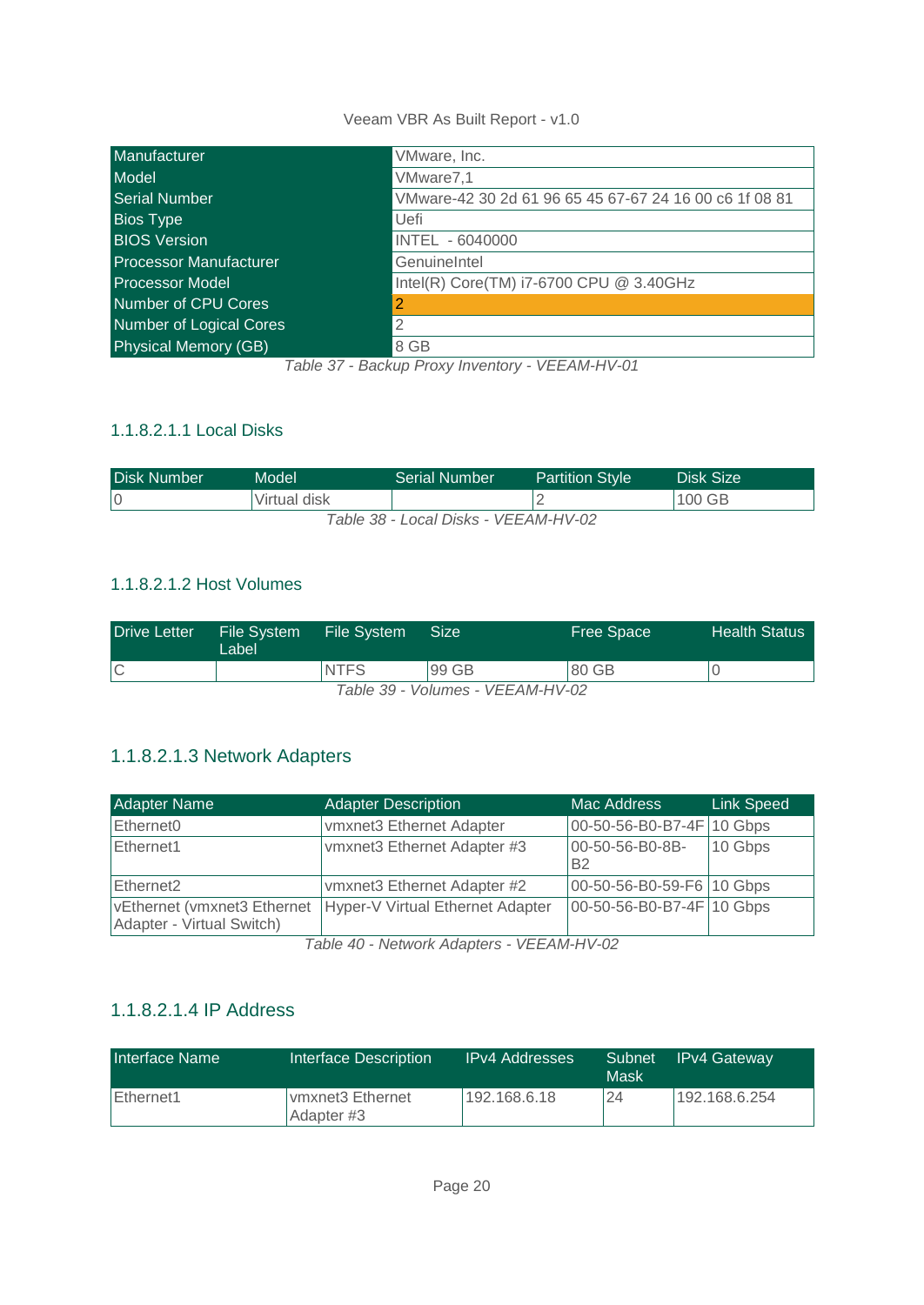| Manufacturer | VMware, Inc. |
| --- | --- |
| Model | VMware7,1 |
| Serial Number | VMware-42 30 2d 61 96 65 45 67-67 24 16 00 c6 1f 08 81 |
| Bios Type | Uefi |
| BIOS Version | INTEL - 6040000 |
| Processor Manufacturer | GenuineIntel |
| Processor Model | Intel(R) Core(TM) i7-6700 CPU @ 3.40GHz |
| Number of CPU Cores | 2 |
| Number of Logical Cores | 2 |
| Physical Memory (GB) | 8 GB |

*Table 37 - Backup Proxy Inventory - VEEAM-HV-01*

#### 1.1.8.2.1.1 Local Disks

| Disk Number | Model | Serial Number | Partition Style | Disk Size |
| --- | --- | --- | --- | --- |
| 0 | Virtual disk | | 2 | 100 GB |

*Table 38 - Local Disks - VEEAM-HV-02*

#### 1.1.8.2.1.2 Host Volumes

| Drive Letter | File System Label | File System | Size | Free Space | Health Status |
| --- | --- | --- | --- | --- | --- |
| C | | NTFS | 99 GB | 80 GB | 0 |

*Table 39 - Volumes - VEEAM-HV-02*

#### 1.1.8.2.1.3 Network Adapters

| Adapter Name | Adapter Description | Mac Address | Link Speed |
| --- | --- | --- | --- |
| Ethernet0 | vmxnet3 Ethernet Adapter | 00-50-56-B0-B7-4F | 10 Gbps |
| Ethernet1 | vmxnet3 Ethernet Adapter #3 | 00-50-56-B0-8B-B2 | 10 Gbps |
| Ethernet2 | vmxnet3 Ethernet Adapter #2 | 00-50-56-B0-59-F6 | 10 Gbps |
| vEthernet (vmxnet3 Ethernet Adapter - Virtual Switch) | Hyper-V Virtual Ethernet Adapter | 00-50-56-B0-B7-4F | 10 Gbps |

*Table 40 - Network Adapters - VEEAM-HV-02*

#### 1.1.8.2.1.4 IP Address

| Interface Name | Interface Description | IPv4 Addresses | Subnet Mask | IPv4 Gateway |
| --- | --- | --- | --- | --- |
| Ethernet1 | vmxnet3 Ethernet Adapter #3 | 192.168.6.18 | 24 | 192.168.6.254 |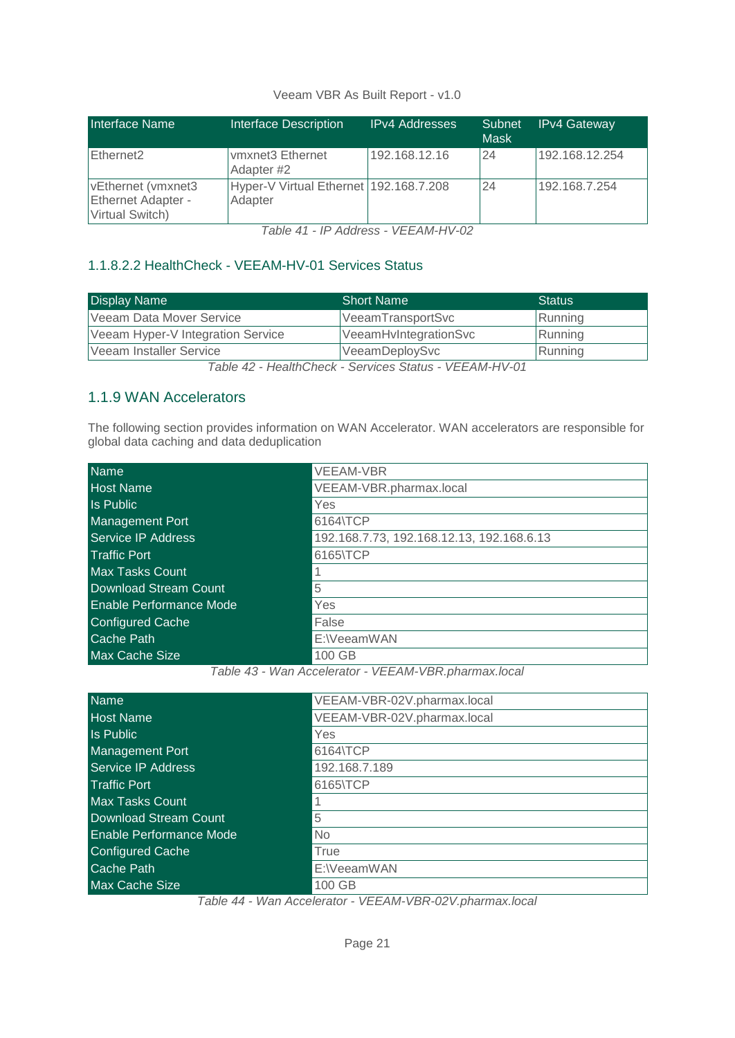| Interface Name | Interface Description | IPv4 Addresses | Subnet Mask | IPv4 Gateway |
|---|---|---|---|---|
| Ethernet2 | vmxnet3 Ethernet Adapter #2 | 192.168.12.16 | 24 | 192.168.12.254 |
| vEthernet (vmxnet3 Ethernet Adapter - Virtual Switch) | Hyper-V Virtual Ethernet Adapter | 192.168.7.208 | 24 | 192.168.7.254 |

*Table 41 - IP Address - VEEAM-HV-02*

#### 1.1.8.2.2 HealthCheck - VEEAM-HV-01 Services Status

| Display Name | Short Name | Status |
|---|---|---|
| Veeam Data Mover Service | VeeamTransportSvc | Running |
| Veeam Hyper-V Integration Service | VeeamHvIntegrationSvc | Running |
| Veeam Installer Service | VeeamDeploySvc | Running |

*Table 42 - HealthCheck - Services Status - VEEAM-HV-01*

### 1.1.9 WAN Accelerators

The following section provides information on WAN Accelerator. WAN accelerators are responsible for global data caching and data deduplication

| Name | VEEAM-VBR |
|---|---|
| Host Name | VEEAM-VBR.pharmax.local |
| Is Public | Yes |
| Management Port | 6164\TCP |
| Service IP Address | 192.168.7.73, 192.168.12.13, 192.168.6.13 |
| Traffic Port | 6165\TCP |
| Max Tasks Count | 1 |
| Download Stream Count | 5 |
| Enable Performance Mode | Yes |
| Configured Cache | False |
| Cache Path | E:\VeeamWAN |
| Max Cache Size | 100 GB |

*Table 43 - Wan Accelerator - VEEAM-VBR.pharmax.local*

| Name | VEEAM-VBR-02V.pharmax.local |
|---|---|
| Host Name | VEEAM-VBR-02V.pharmax.local |
| Is Public | Yes |
| Management Port | 6164\TCP |
| Service IP Address | 192.168.7.189 |
| Traffic Port | 6165\TCP |
| Max Tasks Count | 1 |
| Download Stream Count | 5 |
| Enable Performance Mode | No |
| Configured Cache | True |
| Cache Path | E:\VeeamWAN |
| Max Cache Size | 100 GB |

*Table 44 - Wan Accelerator - VEEAM-VBR-02V.pharmax.local*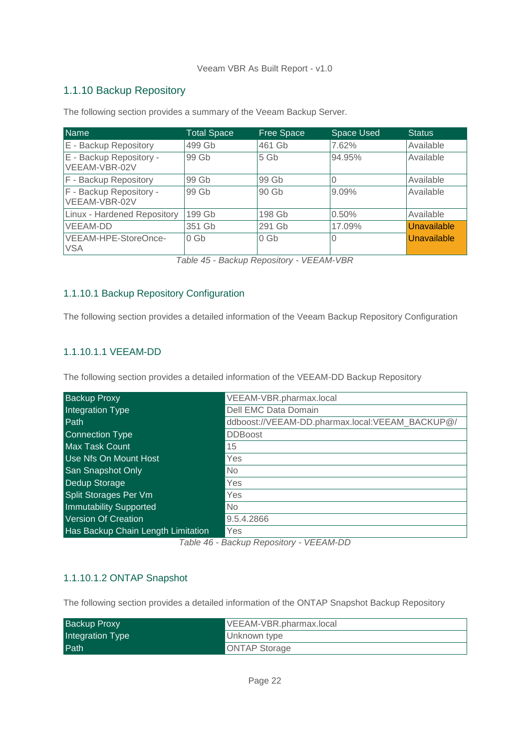## 1.1.10 Backup Repository

The following section provides a summary of the Veeam Backup Server.

| Name | Total Space | Free Space | Space Used | Status |
|---|---|---|---|---|
| E - Backup Repository | 499 Gb | 461 Gb | 7.62% | Available |
| E - Backup Repository - VEEAM-VBR-02V | 99 Gb | 5 Gb | 94.95% | Available |
| F - Backup Repository | 99 Gb | 99 Gb | 0 | Available |
| F - Backup Repository - VEEAM-VBR-02V | 99 Gb | 90 Gb | 9.09% | Available |
| Linux - Hardened Repository | 199 Gb | 198 Gb | 0.50% | Available |
| VEEAM-DD | 351 Gb | 291 Gb | 17.09% | Unavailable |
| VEEAM-HPE-StoreOnce-VSA | 0 Gb | 0 Gb | 0 | Unavailable |

*Table 45 - Backup Repository - VEEAM-VBR*

### 1.1.10.1 Backup Repository Configuration

The following section provides a detailed information of the Veeam Backup Repository Configuration

#### 1.1.10.1.1 VEEAM-DD

The following section provides a detailed information of the VEEAM-DD Backup Repository

| | |
|---|---|
| Backup Proxy | VEEAM-VBR.pharmax.local |
| Integration Type | Dell EMC Data Domain |
| Path | ddboost://VEEAM-DD.pharmax.local:VEEAM_BACKUP@/ |
| Connection Type | DDBoost |
| Max Task Count | 15 |
| Use Nfs On Mount Host | Yes |
| San Snapshot Only | No |
| Dedup Storage | Yes |
| Split Storages Per Vm | Yes |
| Immutability Supported | No |
| Version Of Creation | 9.5.4.2866 |
| Has Backup Chain Length Limitation | Yes |

*Table 46 - Backup Repository - VEEAM-DD*

#### 1.1.10.1.2 ONTAP Snapshot

The following section provides a detailed information of the ONTAP Snapshot Backup Repository

| | |
|---|---|
| Backup Proxy | VEEAM-VBR.pharmax.local |
| Integration Type | Unknown type |
| Path | ONTAP Storage |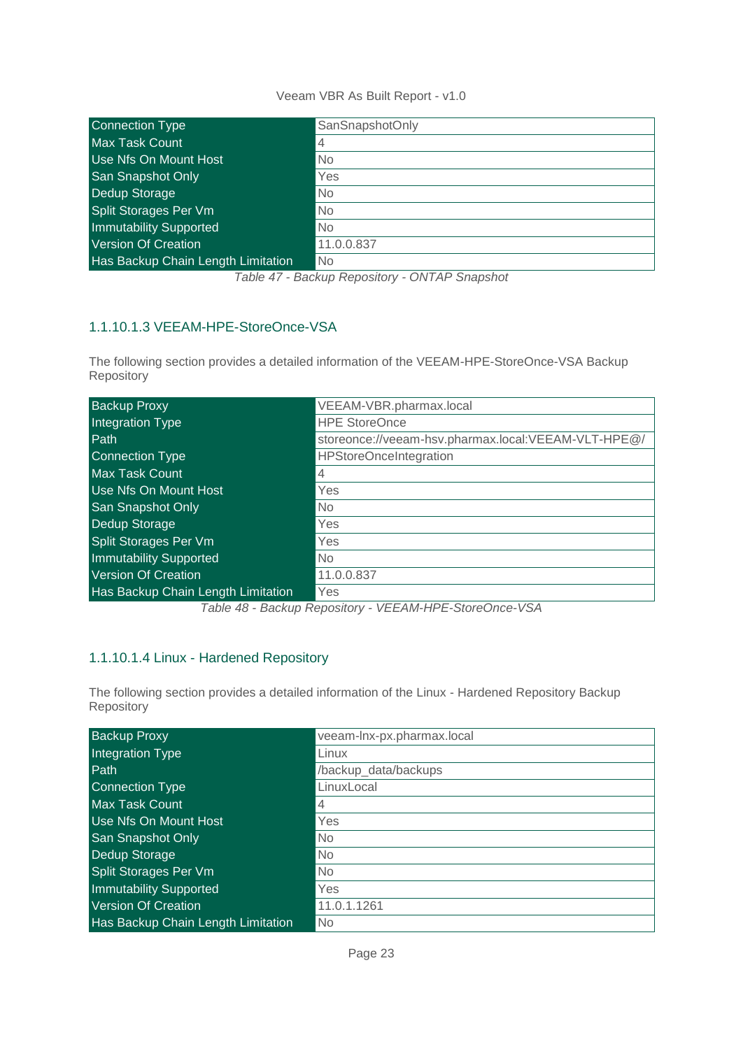| Connection Type | SanSnapshotOnly |
|---|---|
| Max Task Count | 4 |
| Use Nfs On Mount Host | No |
| San Snapshot Only | Yes |
| Dedup Storage | No |
| Split Storages Per Vm | No |
| Immutability Supported | No |
| Version Of Creation | 11.0.0.837 |
| Has Backup Chain Length Limitation | No |

*Table 47 - Backup Repository - ONTAP Snapshot*

#### 1.1.10.1.3 VEEAM-HPE-StoreOnce-VSA

The following section provides a detailed information of the VEEAM-HPE-StoreOnce-VSA Backup Repository

| Backup Proxy | VEEAM-VBR.pharmax.local |
|---|---|
| Integration Type | HPE StoreOnce |
| Path | storeonce://veeam-hsv.pharmax.local:VEEAM-VLT-HPE@/ |
| Connection Type | HPStoreOnceIntegration |
| Max Task Count | 4 |
| Use Nfs On Mount Host | Yes |
| San Snapshot Only | No |
| Dedup Storage | Yes |
| Split Storages Per Vm | Yes |
| Immutability Supported | No |
| Version Of Creation | 11.0.0.837 |
| Has Backup Chain Length Limitation | Yes |

*Table 48 - Backup Repository - VEEAM-HPE-StoreOnce-VSA*

#### 1.1.10.1.4 Linux - Hardened Repository

The following section provides a detailed information of the Linux - Hardened Repository Backup Repository

| Backup Proxy | veeam-lnx-px.pharmax.local |
|---|---|
| Integration Type | Linux |
| Path | /backup_data/backups |
| Connection Type | LinuxLocal |
| Max Task Count | 4 |
| Use Nfs On Mount Host | Yes |
| San Snapshot Only | No |
| Dedup Storage | No |
| Split Storages Per Vm | No |
| Immutability Supported | Yes |
| Version Of Creation | 11.0.1.1261 |
| Has Backup Chain Length Limitation | No |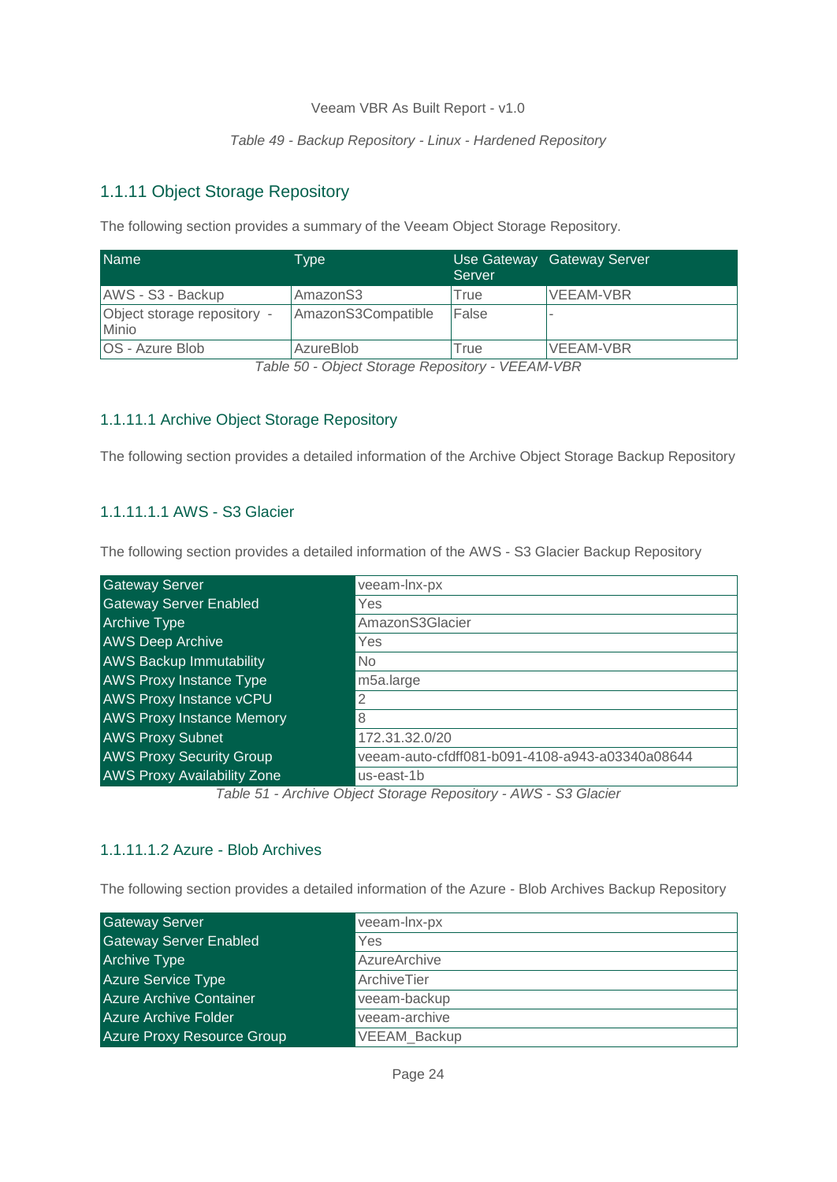*Table 49 - Backup Repository - Linux - Hardened Repository*

### 1.1.11 Object Storage Repository

The following section provides a summary of the Veeam Object Storage Repository.

| Name | Type | Use Gateway Server | Gateway Server |
|---|---|---|---|
| AWS - S3 - Backup | AmazonS3 | True | VEEAM-VBR |
| Object storage repository - Minio | AmazonS3Compatible | False | - |
| OS - Azure Blob | AzureBlob | True | VEEAM-VBR |

*Table 50 - Object Storage Repository - VEEAM-VBR*

#### 1.1.11.1 Archive Object Storage Repository

The following section provides a detailed information of the Archive Object Storage Backup Repository

##### 1.1.11.1.1 AWS - S3 Glacier

The following section provides a detailed information of the AWS - S3 Glacier Backup Repository

| | |
|---|---|
| Gateway Server | veeam-lnx-px |
| Gateway Server Enabled | Yes |
| Archive Type | AmazonS3Glacier |
| AWS Deep Archive | Yes |
| AWS Backup Immutability | No |
| AWS Proxy Instance Type | m5a.large |
| AWS Proxy Instance vCPU | 2 |
| AWS Proxy Instance Memory | 8 |
| AWS Proxy Subnet | 172.31.32.0/20 |
| AWS Proxy Security Group | veeam-auto-cfdff081-b091-4108-a943-a03340a08644 |
| AWS Proxy Availability Zone | us-east-1b |

*Table 51 - Archive Object Storage Repository - AWS - S3 Glacier*

##### 1.1.11.1.2 Azure - Blob Archives

The following section provides a detailed information of the Azure - Blob Archives Backup Repository

| | |
|---|---|
| Gateway Server | veeam-lnx-px |
| Gateway Server Enabled | Yes |
| Archive Type | AzureArchive |
| Azure Service Type | ArchiveTier |
| Azure Archive Container | veeam-backup |
| Azure Archive Folder | veeam-archive |
| Azure Proxy Resource Group | VEEAM_Backup |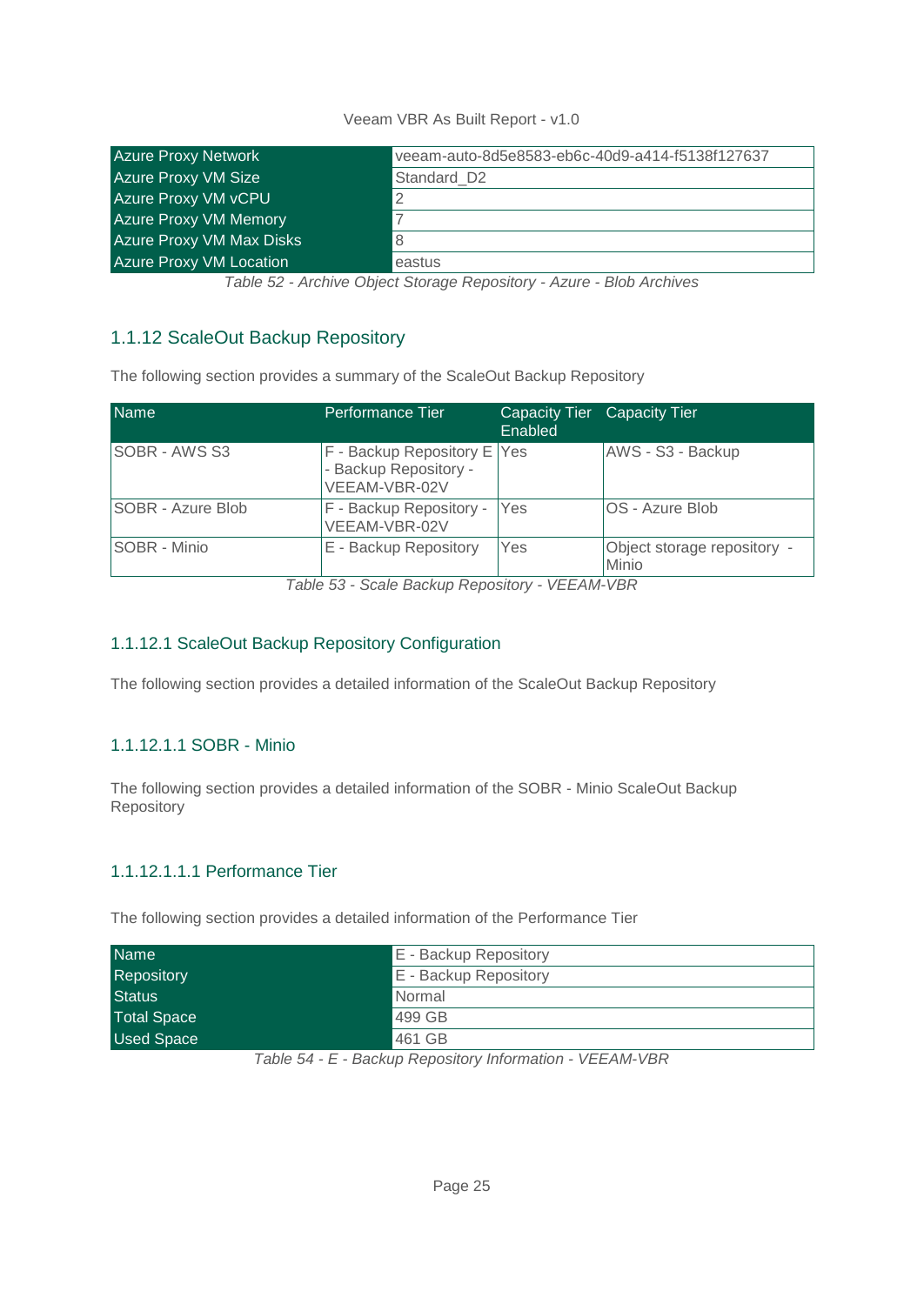| Azure Proxy Network | veeam-auto-8d5e8583-eb6c-40d9-a414-f5138f127637 |
| --- | --- |
| Azure Proxy VM Size | Standard_D2 |
| Azure Proxy VM vCPU | 2 |
| Azure Proxy VM Memory | 7 |
| Azure Proxy VM Max Disks | 8 |
| Azure Proxy VM Location | eastus |

*Table 52 - Archive Object Storage Repository - Azure - Blob Archives*

### 1.1.12 ScaleOut Backup Repository

The following section provides a summary of the ScaleOut Backup Repository

| Name | Performance Tier | Capacity Tier Enabled | Capacity Tier |
| --- | --- | --- | --- |
| SOBR - AWS S3 | F - Backup Repository E - Backup Repository - VEEAM-VBR-02V | Yes | AWS - S3 - Backup |
| SOBR - Azure Blob | F - Backup Repository - VEEAM-VBR-02V | Yes | OS - Azure Blob |
| SOBR - Minio | E - Backup Repository | Yes | Object storage repository - Minio |

*Table 53 - Scale Backup Repository - VEEAM-VBR*

#### 1.1.12.1 ScaleOut Backup Repository Configuration

The following section provides a detailed information of the ScaleOut Backup Repository

##### 1.1.12.1.1 SOBR - Minio

The following section provides a detailed information of the SOBR - Minio ScaleOut Backup Repository

###### 1.1.12.1.1.1 Performance Tier

The following section provides a detailed information of the Performance Tier

| Name | E - Backup Repository |
| --- | --- |
| Repository | E - Backup Repository |
| Status | Normal |
| Total Space | 499 GB |
| Used Space | 461 GB |

*Table 54 - E - Backup Repository Information - VEEAM-VBR*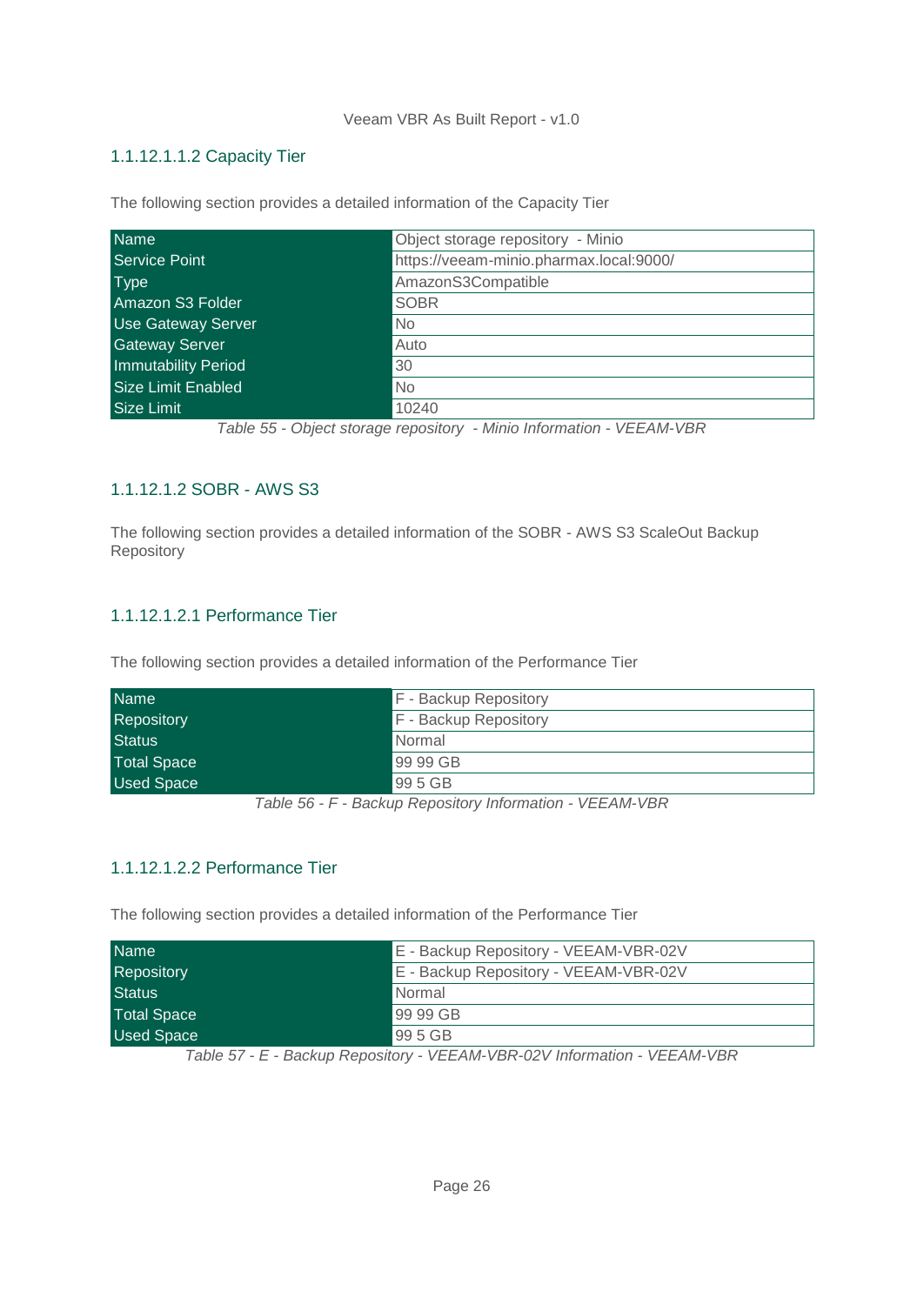#### 1.1.12.1.1.2 Capacity Tier

The following section provides a detailed information of the Capacity Tier

| Name | Object storage repository  - Minio |
|---|---|
| Service Point | https://veeam-minio.pharmax.local:9000/ |
| Type | AmazonS3Compatible |
| Amazon S3 Folder | SOBR |
| Use Gateway Server | No |
| Gateway Server | Auto |
| Immutability Period | 30 |
| Size Limit Enabled | No |
| Size Limit | 10240 |

*Table 55 - Object storage repository  - Minio Information - VEEAM-VBR*

#### 1.1.12.1.2 SOBR - AWS S3

The following section provides a detailed information of the SOBR - AWS S3 ScaleOut Backup Repository

#### 1.1.12.1.2.1 Performance Tier

The following section provides a detailed information of the Performance Tier

| Name | F - Backup Repository |
|---|---|
| Repository | F - Backup Repository |
| Status | Normal |
| Total Space | 99 99 GB |
| Used Space | 99 5 GB |

*Table 56 - F - Backup Repository Information - VEEAM-VBR*

#### 1.1.12.1.2.2 Performance Tier

The following section provides a detailed information of the Performance Tier

| Name | E - Backup Repository - VEEAM-VBR-02V |
|---|---|
| Repository | E - Backup Repository - VEEAM-VBR-02V |
| Status | Normal |
| Total Space | 99 99 GB |
| Used Space | 99 5 GB |

*Table 57 - E - Backup Repository - VEEAM-VBR-02V Information - VEEAM-VBR*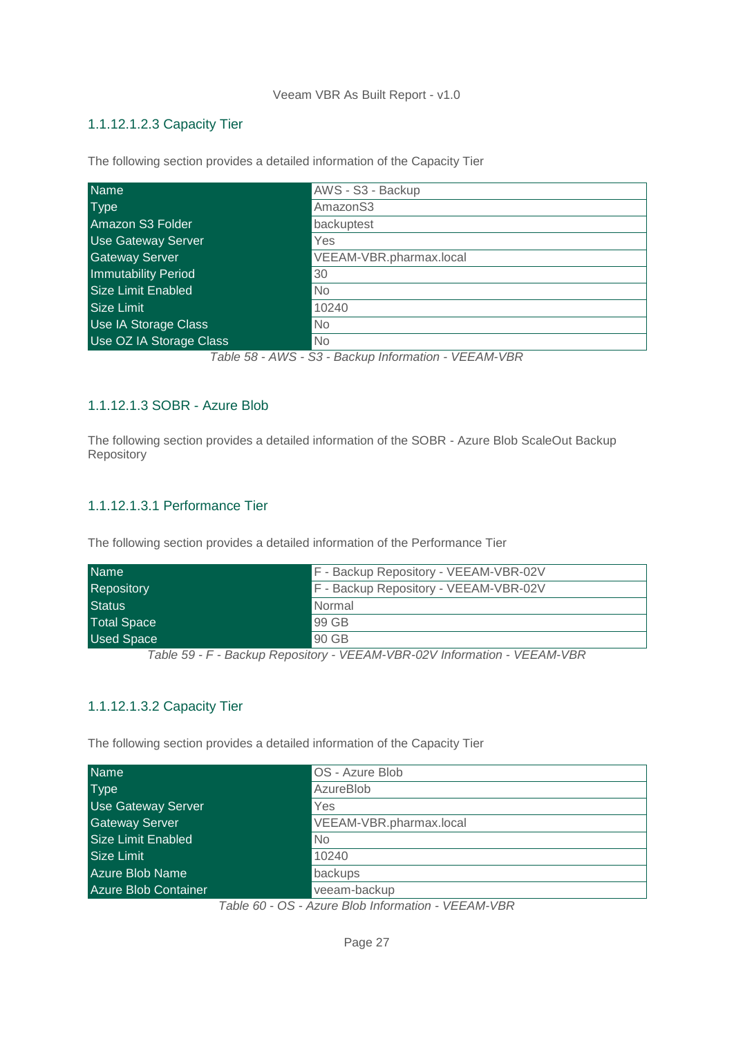#### 1.1.12.1.2.3 Capacity Tier

The following section provides a detailed information of the Capacity Tier

| Name | AWS - S3 - Backup |
|---|---|
| Type | AmazonS3 |
| Amazon S3 Folder | backuptest |
| Use Gateway Server | Yes |
| Gateway Server | VEEAM-VBR.pharmax.local |
| Immutability Period | 30 |
| Size Limit Enabled | No |
| Size Limit | 10240 |
| Use IA Storage Class | No |
| Use OZ IA Storage Class | No |

*Table 58 - AWS - S3 - Backup Information - VEEAM-VBR*

#### 1.1.12.1.3 SOBR - Azure Blob

The following section provides a detailed information of the SOBR - Azure Blob ScaleOut Backup Repository

#### 1.1.12.1.3.1 Performance Tier

The following section provides a detailed information of the Performance Tier

| Name | F - Backup Repository - VEEAM-VBR-02V |
|---|---|
| Repository | F - Backup Repository - VEEAM-VBR-02V |
| Status | Normal |
| Total Space | 99 GB |
| Used Space | 90 GB |

*Table 59 - F - Backup Repository - VEEAM-VBR-02V Information - VEEAM-VBR*

#### 1.1.12.1.3.2 Capacity Tier

The following section provides a detailed information of the Capacity Tier

| Name | OS - Azure Blob |
|---|---|
| Type | AzureBlob |
| Use Gateway Server | Yes |
| Gateway Server | VEEAM-VBR.pharmax.local |
| Size Limit Enabled | No |
| Size Limit | 10240 |
| Azure Blob Name | backups |
| Azure Blob Container | veeam-backup |

*Table 60 - OS - Azure Blob Information - VEEAM-VBR*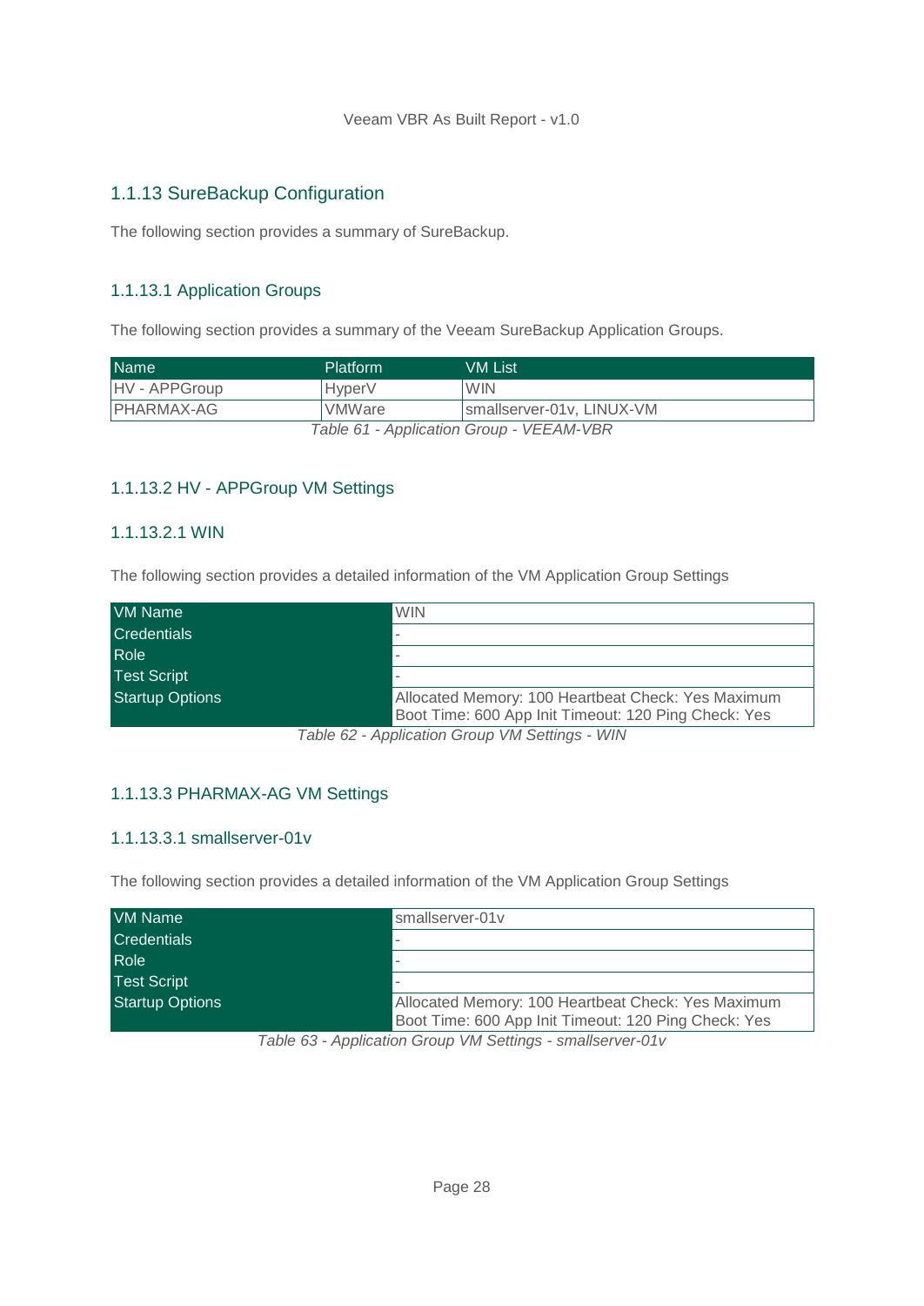## 1.1.13 SureBackup Configuration

The following section provides a summary of SureBackup.

### 1.1.13.1 Application Groups

The following section provides a summary of the Veeam SureBackup Application Groups.

| Name | Platform | VM List |
|---|---|---|
| HV - APPGroup | HyperV | WIN |
| PHARMAX-AG | VMWare | smallserver-01v, LINUX-VM |

*Table 61 - Application Group - VEEAM-VBR*

### 1.1.13.2 HV - APPGroup VM Settings

#### 1.1.13.2.1 WIN

The following section provides a detailed information of the VM Application Group Settings

| VM Name | WIN |
|---|---|
| Credentials | - |
| Role | - |
| Test Script | - |
| Startup Options | Allocated Memory: 100 Heartbeat Check: Yes Maximum Boot Time: 600 App Init Timeout: 120 Ping Check: Yes |

*Table 62 - Application Group VM Settings - WIN*

### 1.1.13.3 PHARMAX-AG VM Settings

#### 1.1.13.3.1 smallserver-01v

The following section provides a detailed information of the VM Application Group Settings

| VM Name | smallserver-01v |
|---|---|
| Credentials | - |
| Role | - |
| Test Script | - |
| Startup Options | Allocated Memory: 100 Heartbeat Check: Yes Maximum Boot Time: 600 App Init Timeout: 120 Ping Check: Yes |

*Table 63 - Application Group VM Settings - smallserver-01v*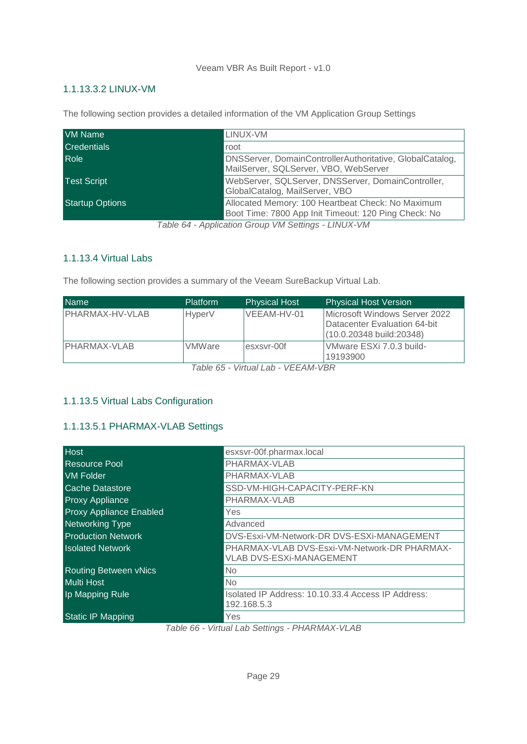### 1.1.13.3.2 LINUX-VM

The following section provides a detailed information of the VM Application Group Settings

| | |
|---|---|
| VM Name | LINUX-VM |
| Credentials | root |
| Role | DNSServer, DomainControllerAuthoritative, GlobalCatalog, MailServer, SQLServer, VBO, WebServer |
| Test Script | WebServer, SQLServer, DNSServer, DomainController, GlobalCatalog, MailServer, VBO |
| Startup Options | Allocated Memory: 100 Heartbeat Check: No Maximum Boot Time: 7800 App Init Timeout: 120 Ping Check: No |

*Table 64 - Application Group VM Settings - LINUX-VM*

### 1.1.13.4 Virtual Labs

The following section provides a summary of the Veeam SureBackup Virtual Lab.

| Name | Platform | Physical Host | Physical Host Version |
|---|---|---|---|
| PHARMAX-HV-VLAB | HyperV | VEEAM-HV-01 | Microsoft Windows Server 2022 Datacenter Evaluation 64-bit (10.0.20348 build:20348) |
| PHARMAX-VLAB | VMWare | esxsvr-00f | VMware ESXi 7.0.3 build-19193900 |

*Table 65 - Virtual Lab - VEEAM-VBR*

### 1.1.13.5 Virtual Labs Configuration

#### 1.1.13.5.1 PHARMAX-VLAB Settings

| | |
|---|---|
| Host | esxsvr-00f.pharmax.local |
| Resource Pool | PHARMAX-VLAB |
| VM Folder | PHARMAX-VLAB |
| Cache Datastore | SSD-VM-HIGH-CAPACITY-PERF-KN |
| Proxy Appliance | PHARMAX-VLAB |
| Proxy Appliance Enabled | Yes |
| Networking Type | Advanced |
| Production Network | DVS-Esxi-VM-Network-DR DVS-ESXi-MANAGEMENT |
| Isolated Network | PHARMAX-VLAB DVS-Esxi-VM-Network-DR PHARMAX-VLAB DVS-ESXi-MANAGEMENT |
| Routing Between vNics | No |
| Multi Host | No |
| Ip Mapping Rule | Isolated IP Address: 10.10.33.4 Access IP Address: 192.168.5.3 |
| Static IP Mapping | Yes |

*Table 66 - Virtual Lab Settings - PHARMAX-VLAB*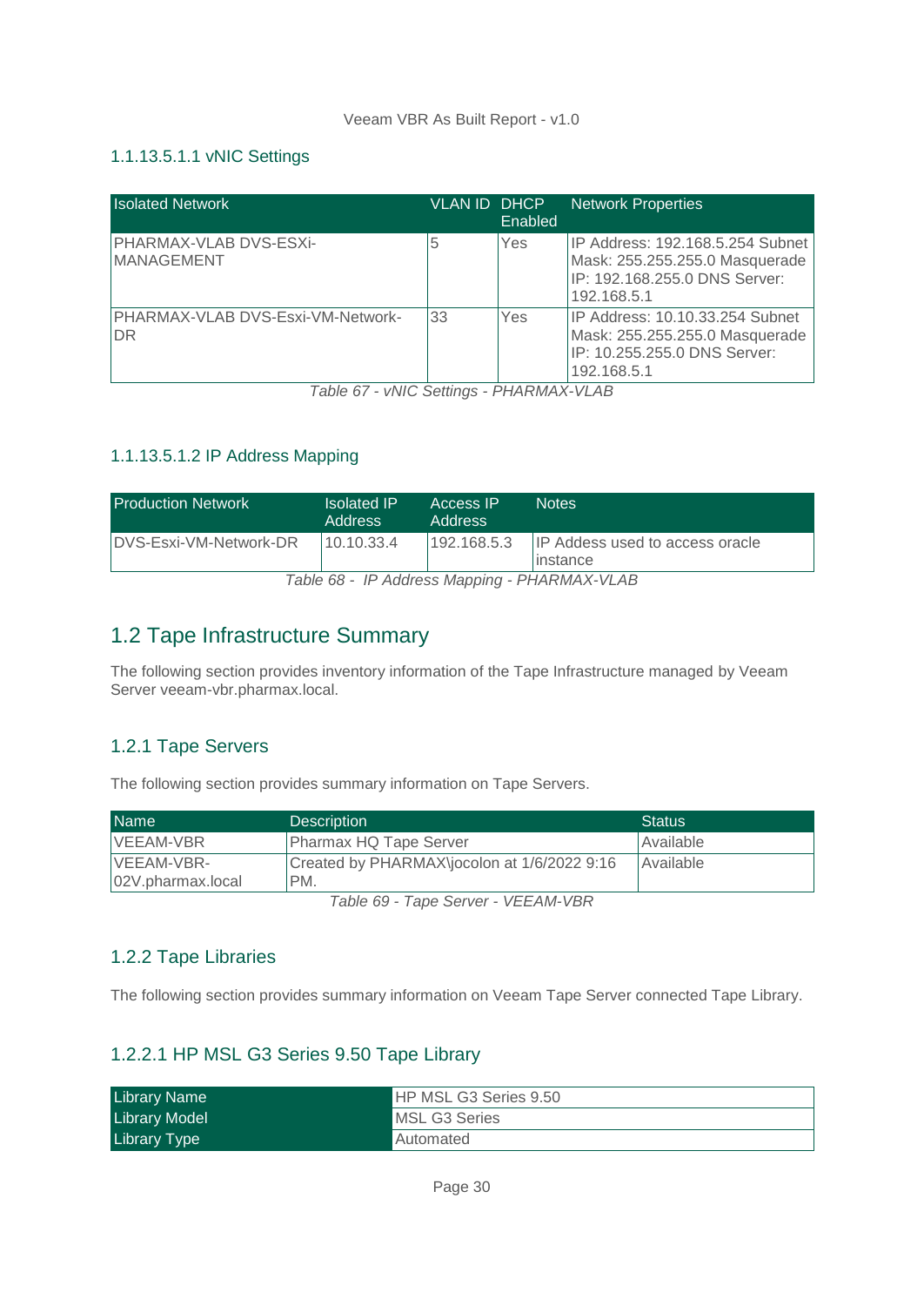#### 1.1.13.5.1.1 vNIC Settings

| Isolated Network | VLAN ID | DHCP Enabled | Network Properties |
|---|---|---|---|
| PHARMAX-VLAB DVS-ESXi-MANAGEMENT | 5 | Yes | IP Address: 192.168.5.254 Subnet Mask: 255.255.255.0 Masquerade IP: 192.168.255.0 DNS Server: 192.168.5.1 |
| PHARMAX-VLAB DVS-Esxi-VM-Network-DR | 33 | Yes | IP Address: 10.10.33.254 Subnet Mask: 255.255.255.0 Masquerade IP: 10.255.255.0 DNS Server: 192.168.5.1 |

*Table 67 - vNIC Settings - PHARMAX-VLAB*

#### 1.1.13.5.1.2 IP Address Mapping

| Production Network | Isolated IP Address | Access IP Address | Notes |
|---|---|---|---|
| DVS-Esxi-VM-Network-DR | 10.10.33.4 | 192.168.5.3 | IP Addess used to access oracle instance |

*Table 68 - IP Address Mapping - PHARMAX-VLAB*

## 1.2 Tape Infrastructure Summary

The following section provides inventory information of the Tape Infrastructure managed by Veeam Server veeam-vbr.pharmax.local.

### 1.2.1 Tape Servers

The following section provides summary information on Tape Servers.

| Name | Description | Status |
|---|---|---|
| VEEAM-VBR | Pharmax HQ Tape Server | Available |
| VEEAM-VBR-02V.pharmax.local | Created by PHARMAX\jocolon at 1/6/2022 9:16 PM. | Available |

*Table 69 - Tape Server - VEEAM-VBR*

### 1.2.2 Tape Libraries

The following section provides summary information on Veeam Tape Server connected Tape Library.

#### 1.2.2.1 HP MSL G3 Series 9.50 Tape Library

| | |
|---|---|
| Library Name | HP MSL G3 Series 9.50 |
| Library Model | MSL G3 Series |
| Library Type | Automated |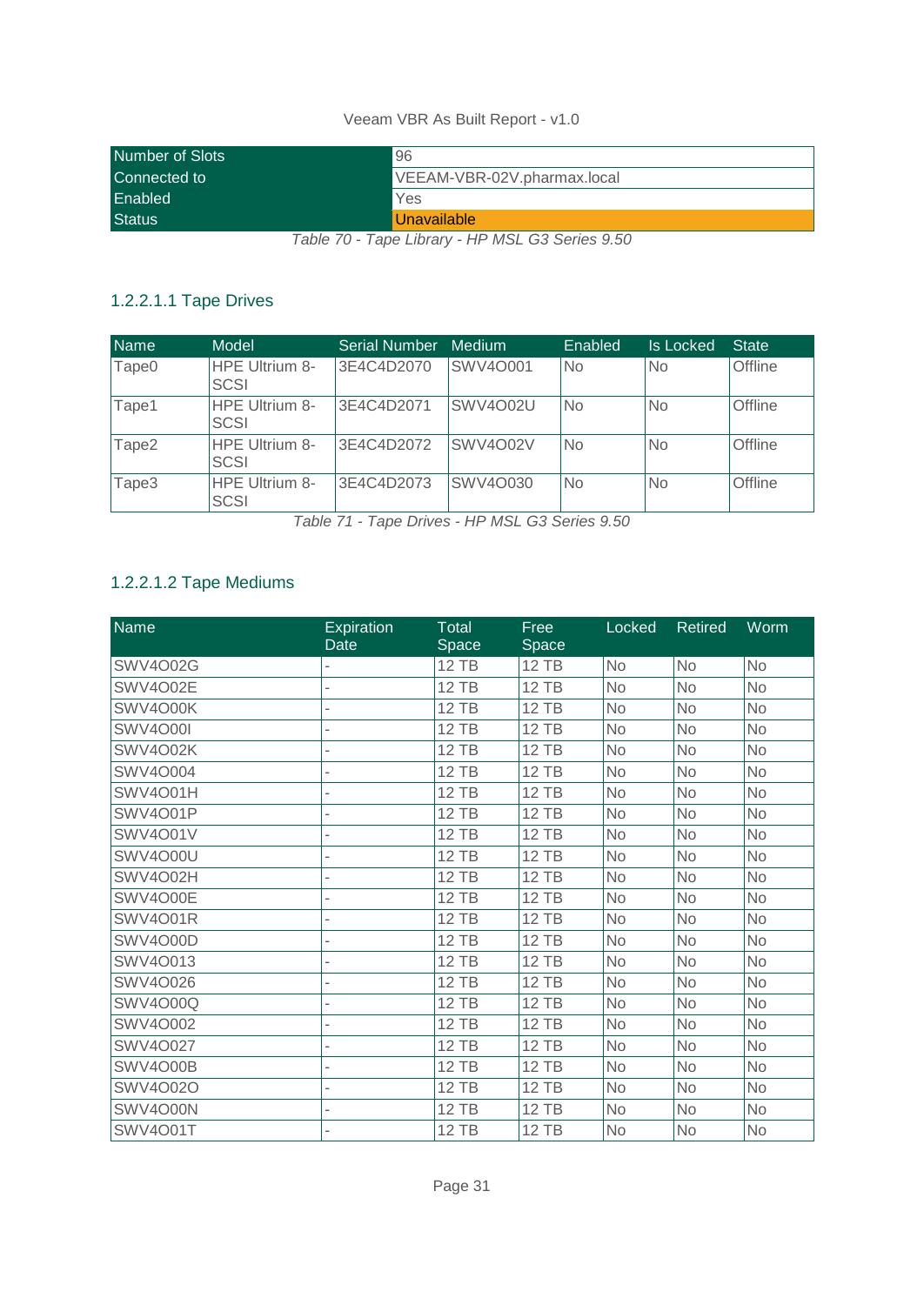| Number of Slots | 96 |
|---|---|
| Connected to | VEEAM-VBR-02V.pharmax.local |
| Enabled | Yes |
| Status | Unavailable |

*Table 70 - Tape Library - HP MSL G3 Series 9.50*

#### 1.2.2.1.1 Tape Drives

| Name | Model | Serial Number | Medium | Enabled | Is Locked | State |
|---|---|---|---|---|---|---|
| Tape0 | HPE Ultrium 8-SCSI | 3E4C4D2070 | SWV4O001 | No | No | Offline |
| Tape1 | HPE Ultrium 8-SCSI | 3E4C4D2071 | SWV4O02U | No | No | Offline |
| Tape2 | HPE Ultrium 8-SCSI | 3E4C4D2072 | SWV4O02V | No | No | Offline |
| Tape3 | HPE Ultrium 8-SCSI | 3E4C4D2073 | SWV4O030 | No | No | Offline |

*Table 71 - Tape Drives - HP MSL G3 Series 9.50*

#### 1.2.2.1.2 Tape Mediums

| Name | Expiration Date | Total Space | Free Space | Locked | Retired | Worm |
|---|---|---|---|---|---|---|
| SWV4O02G | - | 12 TB | 12 TB | No | No | No |
| SWV4O02E | - | 12 TB | 12 TB | No | No | No |
| SWV4O00K | - | 12 TB | 12 TB | No | No | No |
| SWV4O00I | - | 12 TB | 12 TB | No | No | No |
| SWV4O02K | - | 12 TB | 12 TB | No | No | No |
| SWV4O004 | - | 12 TB | 12 TB | No | No | No |
| SWV4O01H | - | 12 TB | 12 TB | No | No | No |
| SWV4O01P | - | 12 TB | 12 TB | No | No | No |
| SWV4O01V | - | 12 TB | 12 TB | No | No | No |
| SWV4O00U | - | 12 TB | 12 TB | No | No | No |
| SWV4O02H | - | 12 TB | 12 TB | No | No | No |
| SWV4O00E | - | 12 TB | 12 TB | No | No | No |
| SWV4O01R | - | 12 TB | 12 TB | No | No | No |
| SWV4O00D | - | 12 TB | 12 TB | No | No | No |
| SWV4O013 | - | 12 TB | 12 TB | No | No | No |
| SWV4O026 | - | 12 TB | 12 TB | No | No | No |
| SWV4O00Q | - | 12 TB | 12 TB | No | No | No |
| SWV4O002 | - | 12 TB | 12 TB | No | No | No |
| SWV4O027 | - | 12 TB | 12 TB | No | No | No |
| SWV4O00B | - | 12 TB | 12 TB | No | No | No |
| SWV4O02O | - | 12 TB | 12 TB | No | No | No |
| SWV4O00N | - | 12 TB | 12 TB | No | No | No |
| SWV4O01T | - | 12 TB | 12 TB | No | No | No |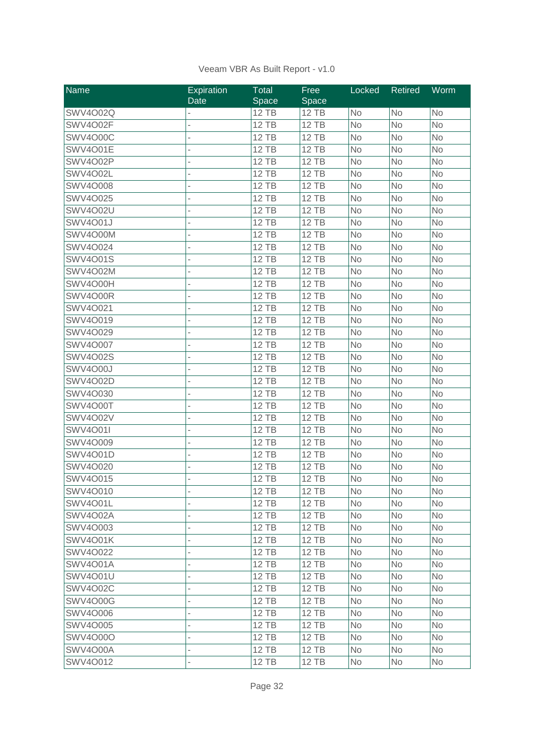| Name | Expiration Date | Total Space | Free Space | Locked | Retired | Worm |
|---|---|---|---|---|---|---|
| SWV4O02Q | - | 12 TB | 12 TB | No | No | No |
| SWV4O02F | - | 12 TB | 12 TB | No | No | No |
| SWV4O00C | - | 12 TB | 12 TB | No | No | No |
| SWV4O01E | - | 12 TB | 12 TB | No | No | No |
| SWV4O02P | - | 12 TB | 12 TB | No | No | No |
| SWV4O02L | - | 12 TB | 12 TB | No | No | No |
| SWV4O008 | - | 12 TB | 12 TB | No | No | No |
| SWV4O025 | - | 12 TB | 12 TB | No | No | No |
| SWV4O02U | - | 12 TB | 12 TB | No | No | No |
| SWV4O01J | - | 12 TB | 12 TB | No | No | No |
| SWV4O00M | - | 12 TB | 12 TB | No | No | No |
| SWV4O024 | - | 12 TB | 12 TB | No | No | No |
| SWV4O01S | - | 12 TB | 12 TB | No | No | No |
| SWV4O02M | - | 12 TB | 12 TB | No | No | No |
| SWV4O00H | - | 12 TB | 12 TB | No | No | No |
| SWV4O00R | - | 12 TB | 12 TB | No | No | No |
| SWV4O021 | - | 12 TB | 12 TB | No | No | No |
| SWV4O019 | - | 12 TB | 12 TB | No | No | No |
| SWV4O029 | - | 12 TB | 12 TB | No | No | No |
| SWV4O007 | - | 12 TB | 12 TB | No | No | No |
| SWV4O02S | - | 12 TB | 12 TB | No | No | No |
| SWV4O00J | - | 12 TB | 12 TB | No | No | No |
| SWV4O02D | - | 12 TB | 12 TB | No | No | No |
| SWV4O030 | - | 12 TB | 12 TB | No | No | No |
| SWV4O00T | - | 12 TB | 12 TB | No | No | No |
| SWV4O02V | - | 12 TB | 12 TB | No | No | No |
| SWV4O01I | - | 12 TB | 12 TB | No | No | No |
| SWV4O009 | - | 12 TB | 12 TB | No | No | No |
| SWV4O01D | - | 12 TB | 12 TB | No | No | No |
| SWV4O020 | - | 12 TB | 12 TB | No | No | No |
| SWV4O015 | - | 12 TB | 12 TB | No | No | No |
| SWV4O010 | - | 12 TB | 12 TB | No | No | No |
| SWV4O01L | - | 12 TB | 12 TB | No | No | No |
| SWV4O02A | - | 12 TB | 12 TB | No | No | No |
| SWV4O003 | - | 12 TB | 12 TB | No | No | No |
| SWV4O01K | - | 12 TB | 12 TB | No | No | No |
| SWV4O022 | - | 12 TB | 12 TB | No | No | No |
| SWV4O01A | - | 12 TB | 12 TB | No | No | No |
| SWV4O01U | - | 12 TB | 12 TB | No | No | No |
| SWV4O02C | - | 12 TB | 12 TB | No | No | No |
| SWV4O00G | - | 12 TB | 12 TB | No | No | No |
| SWV4O006 | - | 12 TB | 12 TB | No | No | No |
| SWV4O005 | - | 12 TB | 12 TB | No | No | No |
| SWV4O00O | - | 12 TB | 12 TB | No | No | No |
| SWV4O00A | - | 12 TB | 12 TB | No | No | No |
| SWV4O012 | - | 12 TB | 12 TB | No | No | No |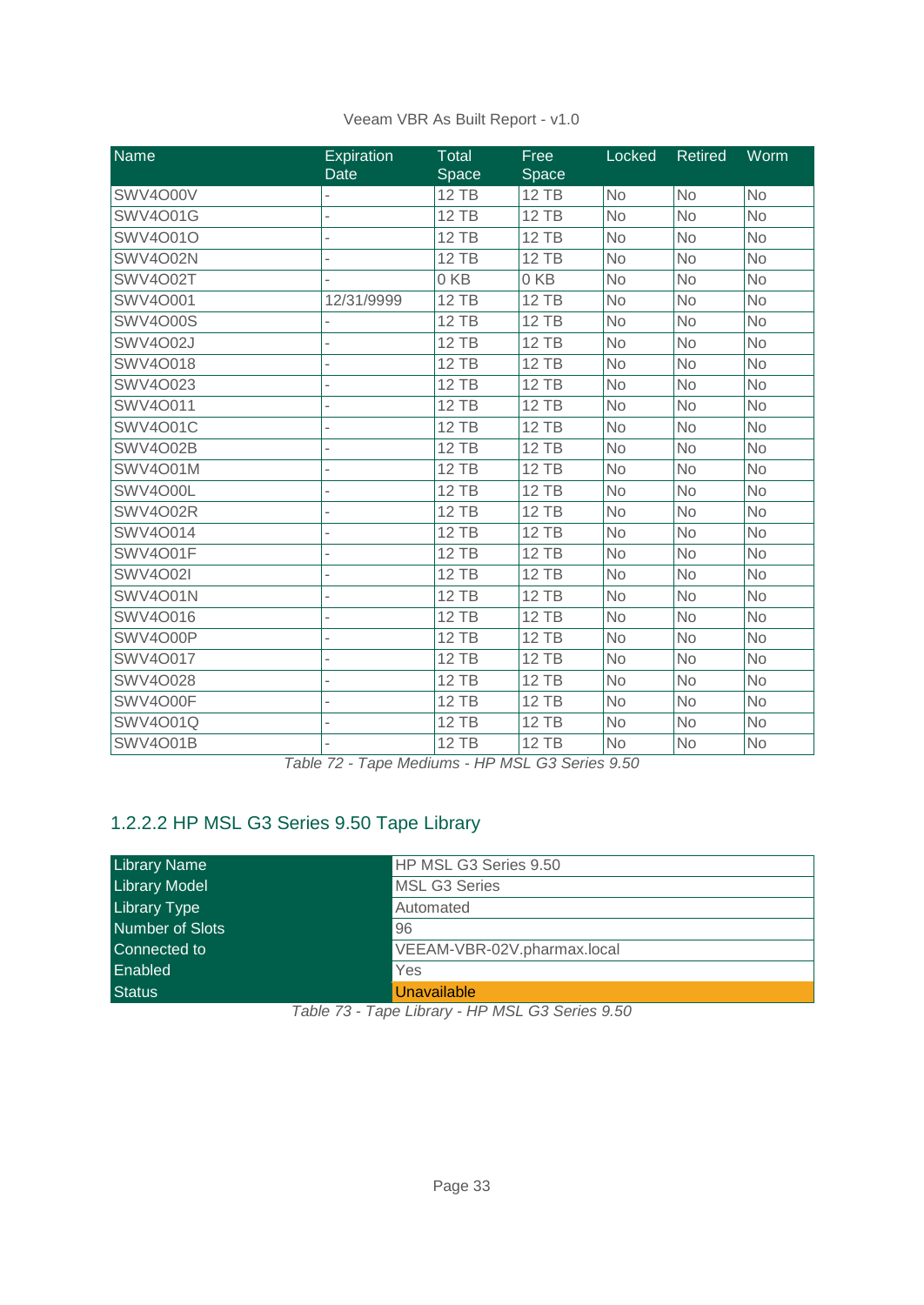| Name | Expiration Date | Total Space | Free Space | Locked | Retired | Worm |
|---|---|---|---|---|---|---|
| SWV4O00V | - | 12 TB | 12 TB | No | No | No |
| SWV4O01G | - | 12 TB | 12 TB | No | No | No |
| SWV4O01O | - | 12 TB | 12 TB | No | No | No |
| SWV4O02N | - | 12 TB | 12 TB | No | No | No |
| SWV4O02T | - | 0 KB | 0 KB | No | No | No |
| SWV4O001 | 12/31/9999 | 12 TB | 12 TB | No | No | No |
| SWV4O00S | - | 12 TB | 12 TB | No | No | No |
| SWV4O02J | - | 12 TB | 12 TB | No | No | No |
| SWV4O018 | - | 12 TB | 12 TB | No | No | No |
| SWV4O023 | - | 12 TB | 12 TB | No | No | No |
| SWV4O011 | - | 12 TB | 12 TB | No | No | No |
| SWV4O01C | - | 12 TB | 12 TB | No | No | No |
| SWV4O02B | - | 12 TB | 12 TB | No | No | No |
| SWV4O01M | - | 12 TB | 12 TB | No | No | No |
| SWV4O00L | - | 12 TB | 12 TB | No | No | No |
| SWV4O02R | - | 12 TB | 12 TB | No | No | No |
| SWV4O014 | - | 12 TB | 12 TB | No | No | No |
| SWV4O01F | - | 12 TB | 12 TB | No | No | No |
| SWV4O02I | - | 12 TB | 12 TB | No | No | No |
| SWV4O01N | - | 12 TB | 12 TB | No | No | No |
| SWV4O016 | - | 12 TB | 12 TB | No | No | No |
| SWV4O00P | - | 12 TB | 12 TB | No | No | No |
| SWV4O017 | - | 12 TB | 12 TB | No | No | No |
| SWV4O028 | - | 12 TB | 12 TB | No | No | No |
| SWV4O00F | - | 12 TB | 12 TB | No | No | No |
| SWV4O01Q | - | 12 TB | 12 TB | No | No | No |
| SWV4O01B | - | 12 TB | 12 TB | No | No | No |

*Table 72 - Tape Mediums - HP MSL G3 Series 9.50*

### 1.2.2.2 HP MSL G3 Series 9.50 Tape Library

| | |
|---|---|
| Library Name | HP MSL G3 Series 9.50 |
| Library Model | MSL G3 Series |
| Library Type | Automated |
| Number of Slots | 96 |
| Connected to | VEEAM-VBR-02V.pharmax.local |
| Enabled | Yes |
| Status | Unavailable |

*Table 73 - Tape Library - HP MSL G3 Series 9.50*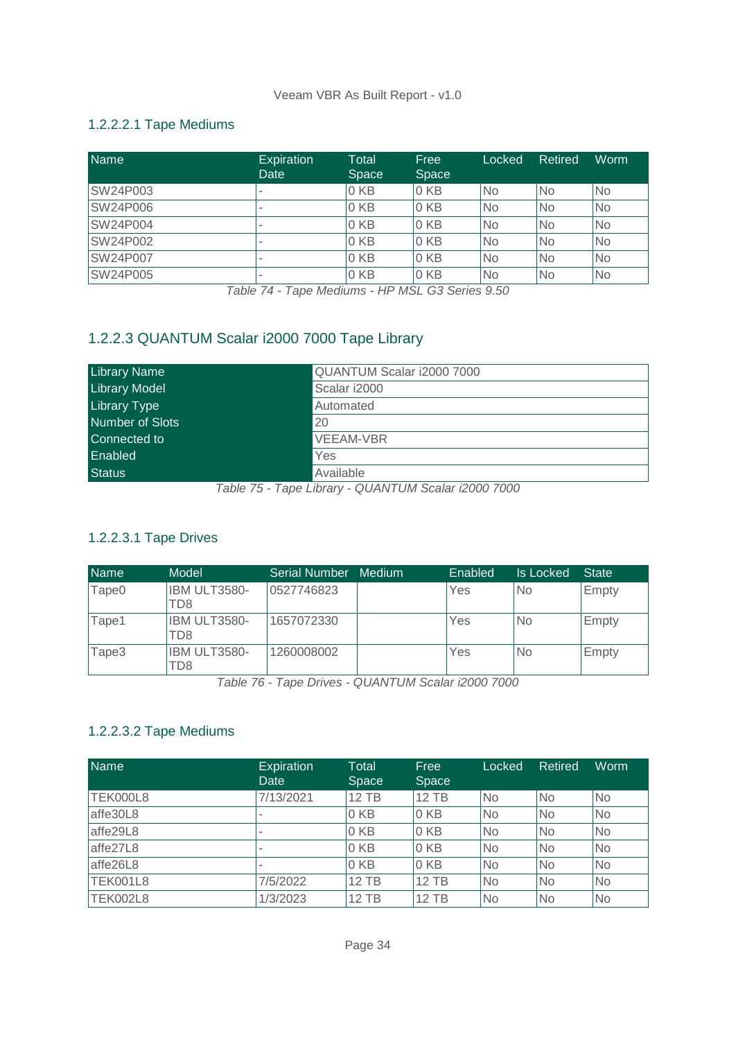#### 1.2.2.2.1 Tape Mediums

| Name | Expiration Date | Total Space | Free Space | Locked | Retired | Worm |
|---|---|---|---|---|---|---|
| SW24P003 | - | 0 KB | 0 KB | No | No | No |
| SW24P006 | - | 0 KB | 0 KB | No | No | No |
| SW24P004 | - | 0 KB | 0 KB | No | No | No |
| SW24P002 | - | 0 KB | 0 KB | No | No | No |
| SW24P007 | - | 0 KB | 0 KB | No | No | No |
| SW24P005 | - | 0 KB | 0 KB | No | No | No |

*Table 74 - Tape Mediums - HP MSL G3 Series 9.50*

### 1.2.2.3 QUANTUM Scalar i2000 7000 Tape Library

| | |
|---|---|
| Library Name | QUANTUM Scalar i2000 7000 |
| Library Model | Scalar i2000 |
| Library Type | Automated |
| Number of Slots | 20 |
| Connected to | VEEAM-VBR |
| Enabled | Yes |
| Status | Available |

*Table 75 - Tape Library - QUANTUM Scalar i2000 7000*

#### 1.2.2.3.1 Tape Drives

| Name | Model | Serial Number | Medium | Enabled | Is Locked | State |
|---|---|---|---|---|---|---|
| Tape0 | IBM ULT3580-TD8 | 0527746823 | | Yes | No | Empty |
| Tape1 | IBM ULT3580-TD8 | 1657072330 | | Yes | No | Empty |
| Tape3 | IBM ULT3580-TD8 | 1260008002 | | Yes | No | Empty |

*Table 76 - Tape Drives - QUANTUM Scalar i2000 7000*

#### 1.2.2.3.2 Tape Mediums

| Name | Expiration Date | Total Space | Free Space | Locked | Retired | Worm |
|---|---|---|---|---|---|---|
| TEK000L8 | 7/13/2021 | 12 TB | 12 TB | No | No | No |
| affe30L8 | - | 0 KB | 0 KB | No | No | No |
| affe29L8 | - | 0 KB | 0 KB | No | No | No |
| affe27L8 | - | 0 KB | 0 KB | No | No | No |
| affe26L8 | - | 0 KB | 0 KB | No | No | No |
| TEK001L8 | 7/5/2022 | 12 TB | 12 TB | No | No | No |
| TEK002L8 | 1/3/2023 | 12 TB | 12 TB | No | No | No |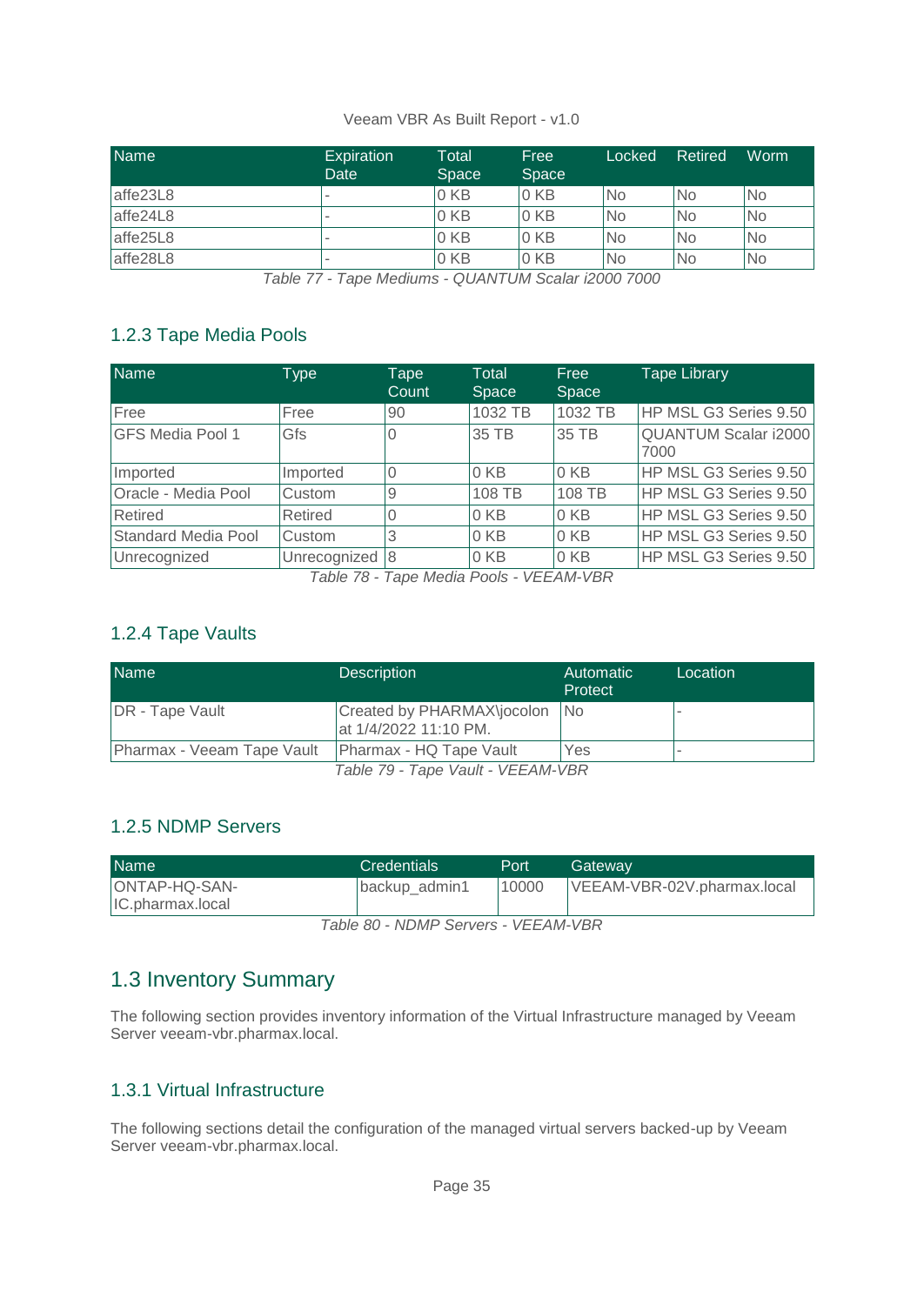| Name | Expiration Date | Total Space | Free Space | Locked | Retired | Worm |
|---|---|---|---|---|---|---|
| affe23L8 | - | 0 KB | 0 KB | No | No | No |
| affe24L8 | - | 0 KB | 0 KB | No | No | No |
| affe25L8 | - | 0 KB | 0 KB | No | No | No |
| affe28L8 | - | 0 KB | 0 KB | No | No | No |

*Table 77 - Tape Mediums - QUANTUM Scalar i2000 7000*

### 1.2.3 Tape Media Pools

| Name | Type | Tape Count | Total Space | Free Space | Tape Library |
|---|---|---|---|---|---|
| Free | Free | 90 | 1032 TB | 1032 TB | HP MSL G3 Series 9.50 |
| GFS Media Pool 1 | Gfs | 0 | 35 TB | 35 TB | QUANTUM Scalar i2000 7000 |
| Imported | Imported | 0 | 0 KB | 0 KB | HP MSL G3 Series 9.50 |
| Oracle - Media Pool | Custom | 9 | 108 TB | 108 TB | HP MSL G3 Series 9.50 |
| Retired | Retired | 0 | 0 KB | 0 KB | HP MSL G3 Series 9.50 |
| Standard Media Pool | Custom | 3 | 0 KB | 0 KB | HP MSL G3 Series 9.50 |
| Unrecognized | Unrecognized | 8 | 0 KB | 0 KB | HP MSL G3 Series 9.50 |

*Table 78 - Tape Media Pools - VEEAM-VBR*

### 1.2.4 Tape Vaults

| Name | Description | Automatic Protect | Location |
|---|---|---|---|
| DR - Tape Vault | Created by PHARMAX\jocolon at 1/4/2022 11:10 PM. | No | - |
| Pharmax - Veeam Tape Vault | Pharmax - HQ Tape Vault | Yes | - |

*Table 79 - Tape Vault - VEEAM-VBR*

### 1.2.5 NDMP Servers

| Name | Credentials | Port | Gateway |
|---|---|---|---|
| ONTAP-HQ-SAN-IC.pharmax.local | backup_admin1 | 10000 | VEEAM-VBR-02V.pharmax.local |

*Table 80 - NDMP Servers - VEEAM-VBR*

## 1.3 Inventory Summary

The following section provides inventory information of the Virtual Infrastructure managed by Veeam Server veeam-vbr.pharmax.local.

### 1.3.1 Virtual Infrastructure

The following sections detail the configuration of the managed virtual servers backed-up by Veeam Server veeam-vbr.pharmax.local.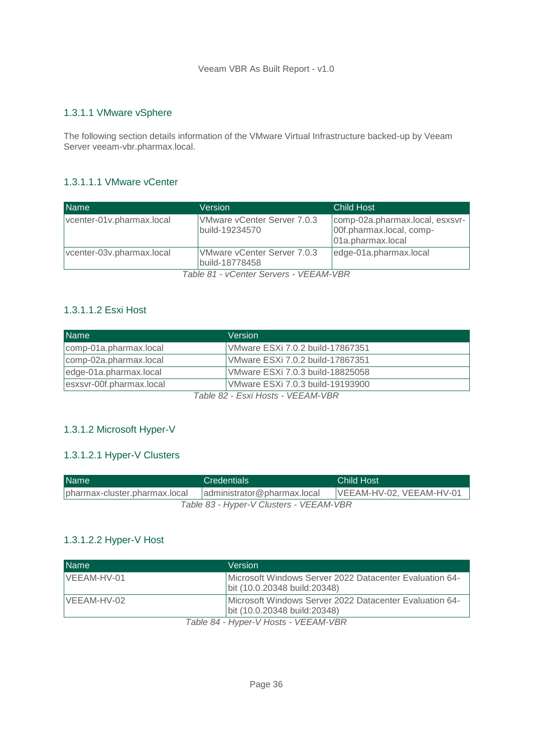### 1.3.1.1 VMware vSphere

The following section details information of the VMware Virtual Infrastructure backed-up by Veeam Server veeam-vbr.pharmax.local.

#### 1.3.1.1.1 VMware vCenter

| Name | Version | Child Host |
|---|---|---|
| vcenter-01v.pharmax.local | VMware vCenter Server 7.0.3 build-19234570 | comp-02a.pharmax.local, esxsvr-00f.pharmax.local, comp-01a.pharmax.local |
| vcenter-03v.pharmax.local | VMware vCenter Server 7.0.3 build-18778458 | edge-01a.pharmax.local |

*Table 81 - vCenter Servers - VEEAM-VBR*

#### 1.3.1.1.2 Esxi Host

| Name | Version |
|---|---|
| comp-01a.pharmax.local | VMware ESXi 7.0.2 build-17867351 |
| comp-02a.pharmax.local | VMware ESXi 7.0.2 build-17867351 |
| edge-01a.pharmax.local | VMware ESXi 7.0.3 build-18825058 |
| esxsvr-00f.pharmax.local | VMware ESXi 7.0.3 build-19193900 |

*Table 82 - Esxi Hosts - VEEAM-VBR*

### 1.3.1.2 Microsoft Hyper-V

#### 1.3.1.2.1 Hyper-V Clusters

| Name | Credentials | Child Host |
|---|---|---|
| pharmax-cluster.pharmax.local | administrator@pharmax.local | VEEAM-HV-02, VEEAM-HV-01 |

*Table 83 - Hyper-V Clusters - VEEAM-VBR*

#### 1.3.1.2.2 Hyper-V Host

| Name | Version |
|---|---|
| VEEAM-HV-01 | Microsoft Windows Server 2022 Datacenter Evaluation 64-bit (10.0.20348 build:20348) |
| VEEAM-HV-02 | Microsoft Windows Server 2022 Datacenter Evaluation 64-bit (10.0.20348 build:20348) |

*Table 84 - Hyper-V Hosts - VEEAM-VBR*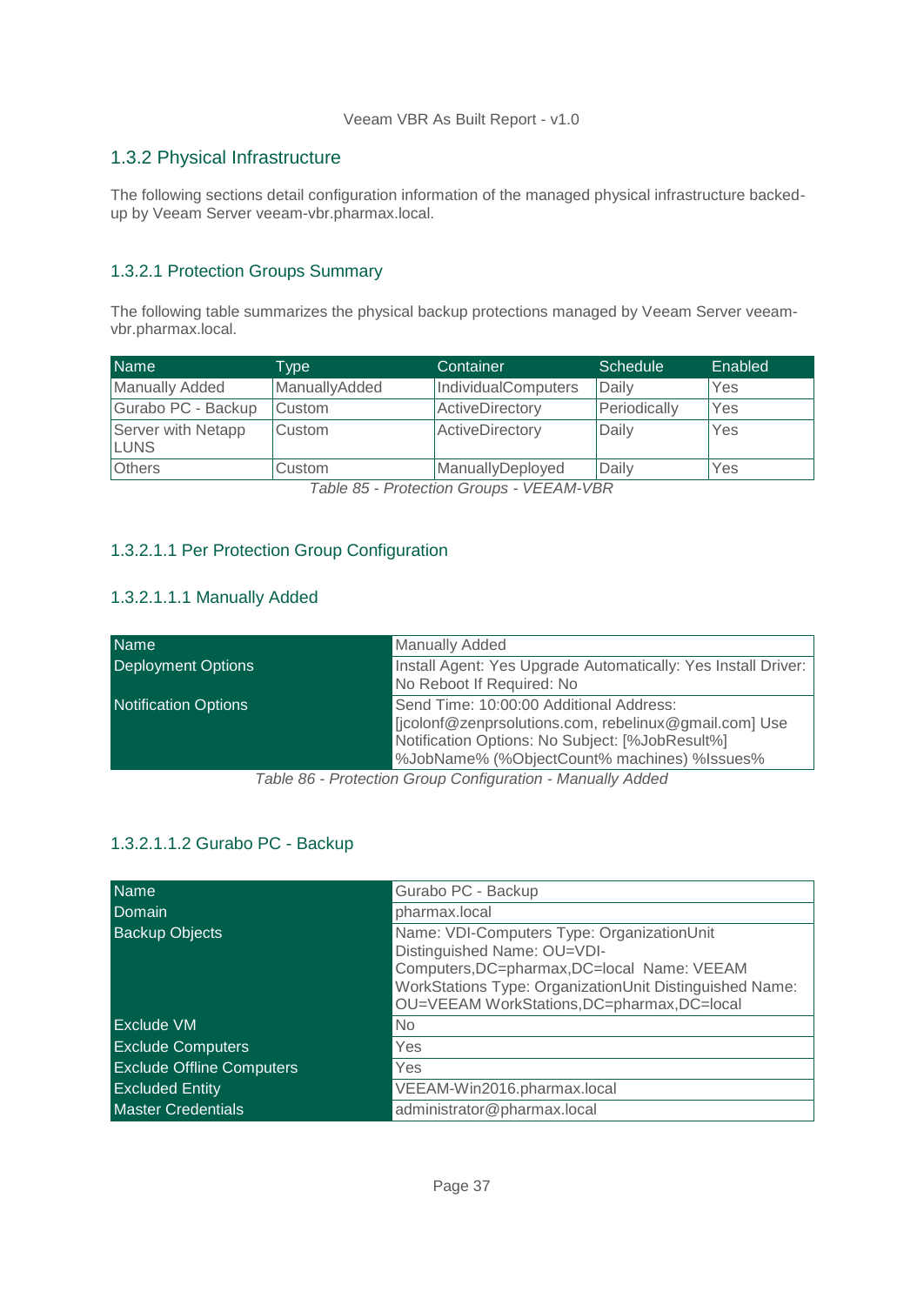## 1.3.2 Physical Infrastructure

The following sections detail configuration information of the managed physical infrastructure backed-up by Veeam Server veeam-vbr.pharmax.local.

### 1.3.2.1 Protection Groups Summary

The following table summarizes the physical backup protections managed by Veeam Server veeam-vbr.pharmax.local.

| Name | Type | Container | Schedule | Enabled |
|---|---|---|---|---|
| Manually Added | ManuallyAdded | IndividualComputers | Daily | Yes |
| Gurabo PC - Backup | Custom | ActiveDirectory | Periodically | Yes |
| Server with Netapp LUNS | Custom | ActiveDirectory | Daily | Yes |
| Others | Custom | ManuallyDeployed | Daily | Yes |

*Table 85 - Protection Groups - VEEAM-VBR*

#### 1.3.2.1.1 Per Protection Group Configuration

##### 1.3.2.1.1.1 Manually Added

| Name | Manually Added |
|---|---|
| Deployment Options | Install Agent: Yes Upgrade Automatically: Yes Install Driver: No Reboot If Required: No |
| Notification Options | Send Time: 10:00:00 Additional Address: [jcolonf@zenprsolutions.com, rebelinux@gmail.com] Use Notification Options: No Subject: [%JobResult%] %JobName% (%ObjectCount% machines) %Issues% |

*Table 86 - Protection Group Configuration - Manually Added*

##### 1.3.2.1.1.2 Gurabo PC - Backup

| Name | Gurabo PC - Backup |
|---|---|
| Domain | pharmax.local |
| Backup Objects | Name: VDI-Computers Type: OrganizationUnit Distinguished Name: OU=VDI-Computers,DC=pharmax,DC=local Name: VEEAM WorkStations Type: OrganizationUnit Distinguished Name: OU=VEEAM WorkStations,DC=pharmax,DC=local |
| Exclude VM | No |
| Exclude Computers | Yes |
| Exclude Offline Computers | Yes |
| Excluded Entity | VEEAM-Win2016.pharmax.local |
| Master Credentials | administrator@pharmax.local |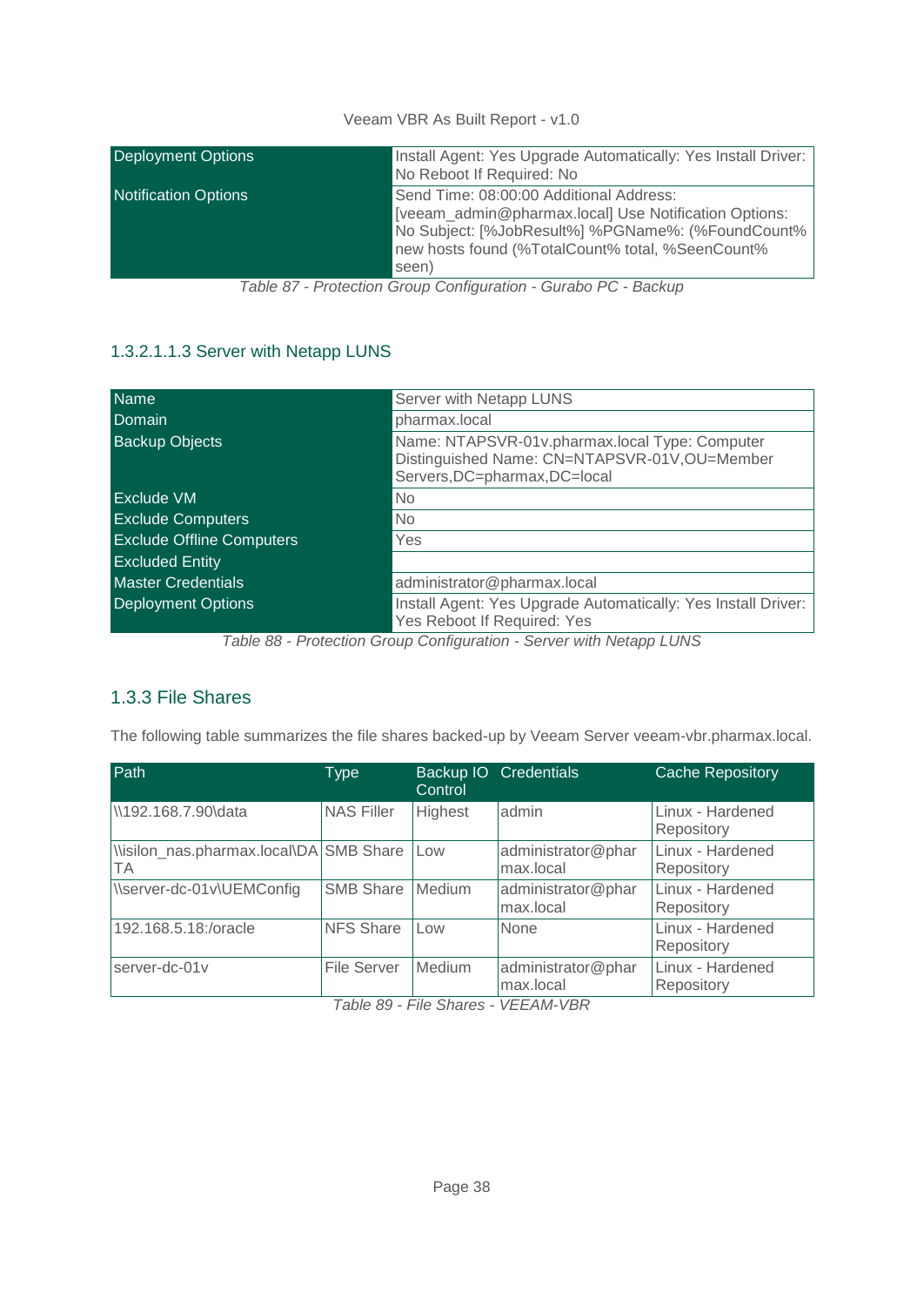| Deployment Options | Install Agent: Yes Upgrade Automatically: Yes Install Driver: No Reboot If Required: No |
|---|---|
| Notification Options | Send Time: 08:00:00 Additional Address: [veeam_admin@pharmax.local] Use Notification Options: No Subject: [%JobResult%] %PGName%: (%FoundCount% new hosts found (%TotalCount% total, %SeenCount% seen) |

*Table 87 - Protection Group Configuration - Gurabo PC - Backup*

#### 1.3.2.1.1.3 Server with Netapp LUNS

| Name | Server with Netapp LUNS |
|---|---|
| Domain | pharmax.local |
| Backup Objects | Name: NTAPSVR-01v.pharmax.local Type: Computer Distinguished Name: CN=NTAPSVR-01V,OU=Member Servers,DC=pharmax,DC=local |
| Exclude VM | No |
| Exclude Computers | No |
| Exclude Offline Computers | Yes |
| Excluded Entity | |
| Master Credentials | administrator@pharmax.local |
| Deployment Options | Install Agent: Yes Upgrade Automatically: Yes Install Driver: Yes Reboot If Required: Yes |

*Table 88 - Protection Group Configuration - Server with Netapp LUNS*

### 1.3.3 File Shares

The following table summarizes the file shares backed-up by Veeam Server veeam-vbr.pharmax.local.

| Path | Type | Backup IO Control | Credentials | Cache Repository |
|---|---|---|---|---|
| \\192.168.7.90\data | NAS Filler | Highest | admin | Linux - Hardened Repository |
| \\isilon_nas.pharmax.local\DATA | SMB Share | Low | administrator@pharmax.local | Linux - Hardened Repository |
| \\server-dc-01v\UEMConfig | SMB Share | Medium | administrator@pharmax.local | Linux - Hardened Repository |
| 192.168.5.18:/oracle | NFS Share | Low | None | Linux - Hardened Repository |
| server-dc-01v | File Server | Medium | administrator@pharmax.local | Linux - Hardened Repository |

*Table 89 - File Shares - VEEAM-VBR*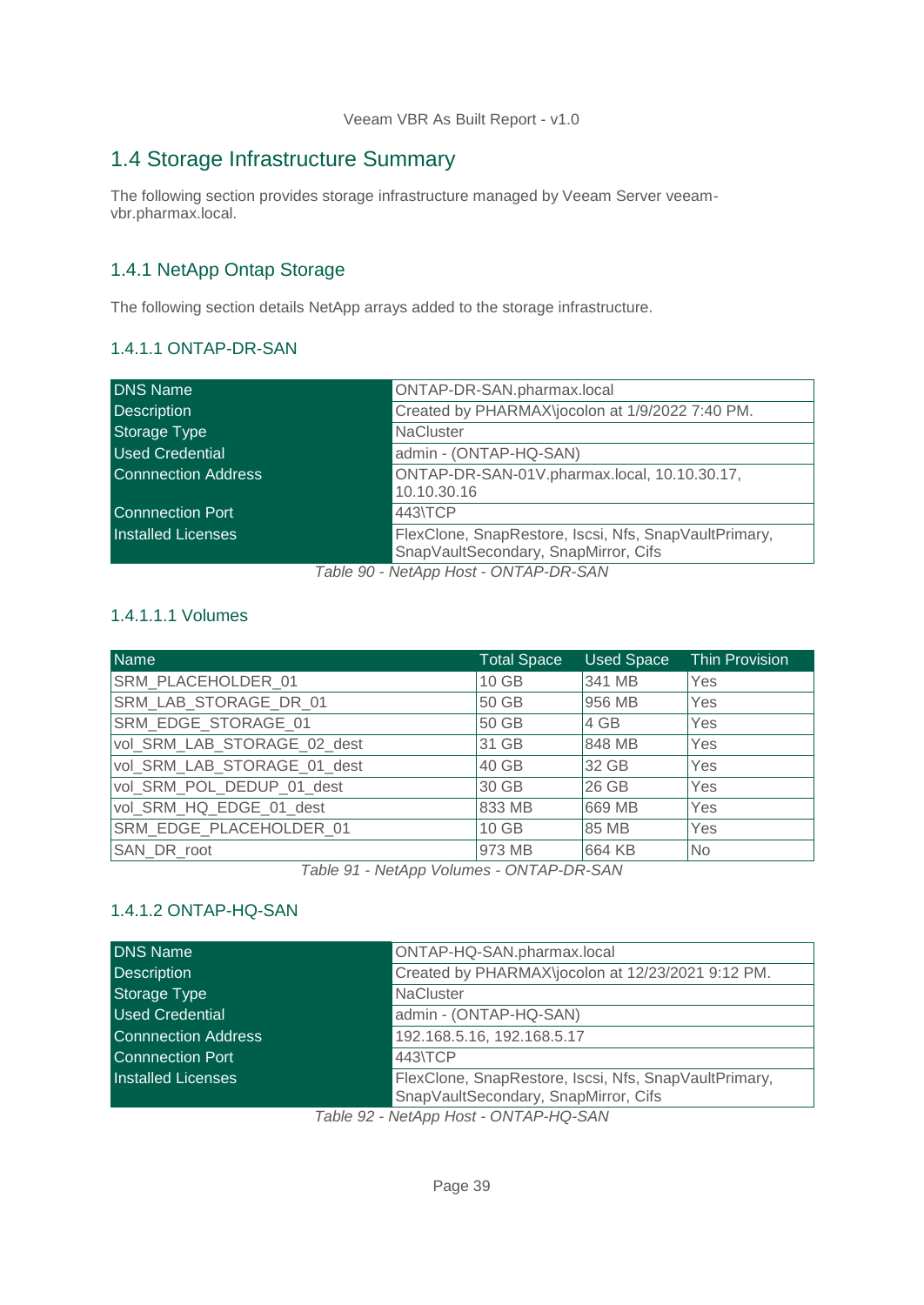## 1.4 Storage Infrastructure Summary

The following section provides storage infrastructure managed by Veeam Server veeam-vbr.pharmax.local.

### 1.4.1 NetApp Ontap Storage

The following section details NetApp arrays added to the storage infrastructure.

#### 1.4.1.1 ONTAP-DR-SAN

| | |
|---|---|
| DNS Name | ONTAP-DR-SAN.pharmax.local |
| Description | Created by PHARMAX\jocolon at 1/9/2022 7:40 PM. |
| Storage Type | NaCluster |
| Used Credential | admin - (ONTAP-HQ-SAN) |
| Connection Address | ONTAP-DR-SAN-01V.pharmax.local, 10.10.30.17, 10.10.30.16 |
| Connection Port | 443\TCP |
| Installed Licenses | FlexClone, SnapRestore, Iscsi, Nfs, SnapVaultPrimary, SnapVaultSecondary, SnapMirror, Cifs |

*Table 90 - NetApp Host - ONTAP-DR-SAN*

##### 1.4.1.1.1 Volumes

| Name | Total Space | Used Space | Thin Provision |
|---|---|---|---|
| SRM_PLACEHOLDER_01 | 10 GB | 341 MB | Yes |
| SRM_LAB_STORAGE_DR_01 | 50 GB | 956 MB | Yes |
| SRM_EDGE_STORAGE_01 | 50 GB | 4 GB | Yes |
| vol_SRM_LAB_STORAGE_02_dest | 31 GB | 848 MB | Yes |
| vol_SRM_LAB_STORAGE_01_dest | 40 GB | 32 GB | Yes |
| vol_SRM_POL_DEDUP_01_dest | 30 GB | 26 GB | Yes |
| vol_SRM_HQ_EDGE_01_dest | 833 MB | 669 MB | Yes |
| SRM_EDGE_PLACEHOLDER_01 | 10 GB | 85 MB | Yes |
| SAN_DR_root | 973 MB | 664 KB | No |

*Table 91 - NetApp Volumes - ONTAP-DR-SAN*

#### 1.4.1.2 ONTAP-HQ-SAN

| | |
|---|---|
| DNS Name | ONTAP-HQ-SAN.pharmax.local |
| Description | Created by PHARMAX\jocolon at 12/23/2021 9:12 PM. |
| Storage Type | NaCluster |
| Used Credential | admin - (ONTAP-HQ-SAN) |
| Connection Address | 192.168.5.16, 192.168.5.17 |
| Connection Port | 443\TCP |
| Installed Licenses | FlexClone, SnapRestore, Iscsi, Nfs, SnapVaultPrimary, SnapVaultSecondary, SnapMirror, Cifs |

*Table 92 - NetApp Host - ONTAP-HQ-SAN*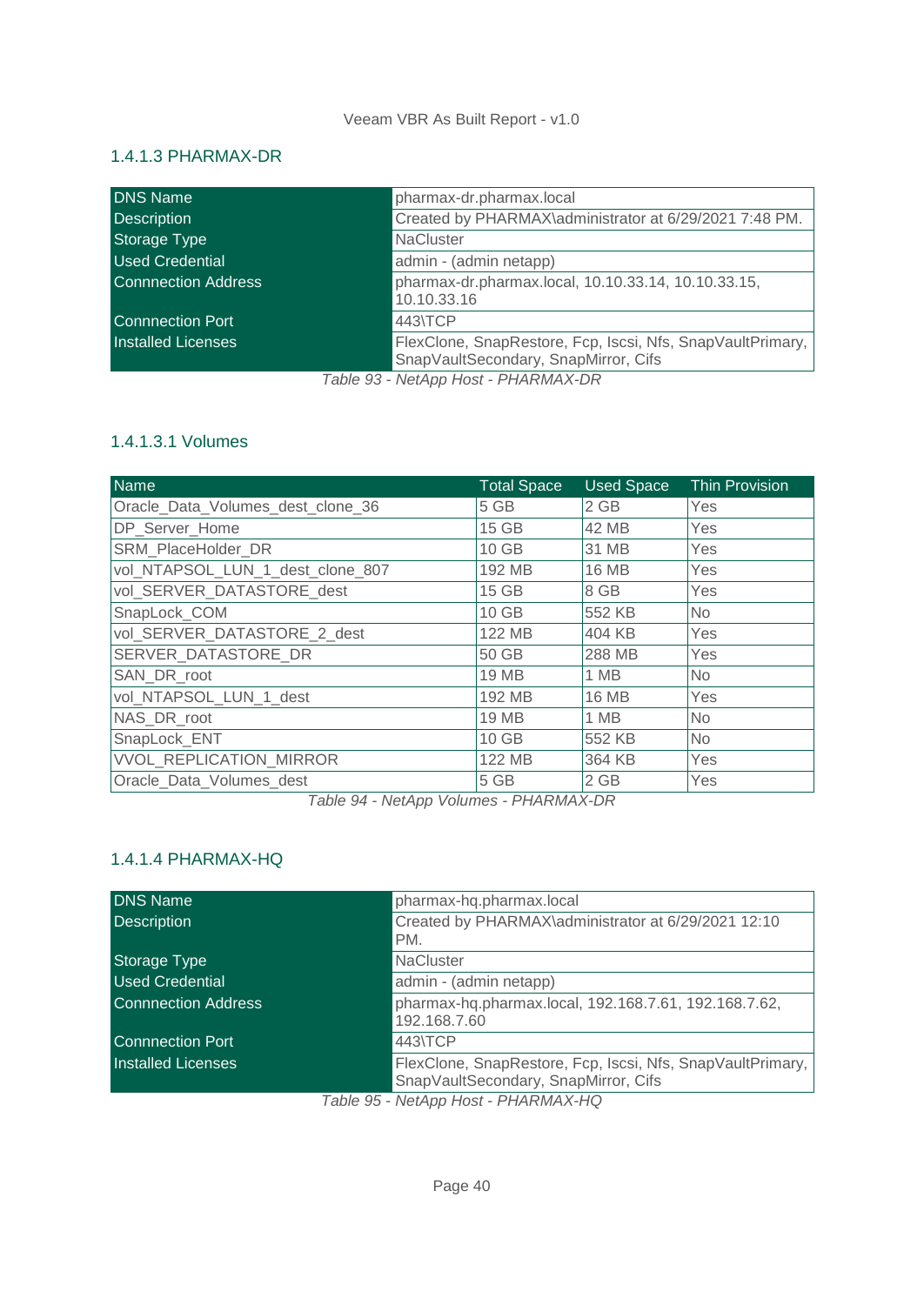### 1.4.1.3 PHARMAX-DR

| | |
|---|---|
| DNS Name | pharmax-dr.pharmax.local |
| Description | Created by PHARMAX\administrator at 6/29/2021 7:48 PM. |
| Storage Type | NaCluster |
| Used Credential | admin - (admin netapp) |
| Connection Address | pharmax-dr.pharmax.local, 10.10.33.14, 10.10.33.15, 10.10.33.16 |
| Connection Port | 443\TCP |
| Installed Licenses | FlexClone, SnapRestore, Fcp, Iscsi, Nfs, SnapVaultPrimary, SnapVaultSecondary, SnapMirror, Cifs |

*Table 93 - NetApp Host - PHARMAX-DR*

#### 1.4.1.3.1 Volumes

| Name | Total Space | Used Space | Thin Provision |
|---|---|---|---|
| Oracle_Data_Volumes_dest_clone_36 | 5 GB | 2 GB | Yes |
| DP_Server_Home | 15 GB | 42 MB | Yes |
| SRM_PlaceHolder_DR | 10 GB | 31 MB | Yes |
| vol_NTAPSOL_LUN_1_dest_clone_807 | 192 MB | 16 MB | Yes |
| vol_SERVER_DATASTORE_dest | 15 GB | 8 GB | Yes |
| SnapLock_COM | 10 GB | 552 KB | No |
| vol_SERVER_DATASTORE_2_dest | 122 MB | 404 KB | Yes |
| SERVER_DATASTORE_DR | 50 GB | 288 MB | Yes |
| SAN_DR_root | 19 MB | 1 MB | No |
| vol_NTAPSOL_LUN_1_dest | 192 MB | 16 MB | Yes |
| NAS_DR_root | 19 MB | 1 MB | No |
| SnapLock_ENT | 10 GB | 552 KB | No |
| VVOL_REPLICATION_MIRROR | 122 MB | 364 KB | Yes |
| Oracle_Data_Volumes_dest | 5 GB | 2 GB | Yes |

*Table 94 - NetApp Volumes - PHARMAX-DR*

### 1.4.1.4 PHARMAX-HQ

| | |
|---|---|
| DNS Name | pharmax-hq.pharmax.local |
| Description | Created by PHARMAX\administrator at 6/29/2021 12:10 PM. |
| Storage Type | NaCluster |
| Used Credential | admin - (admin netapp) |
| Connection Address | pharmax-hq.pharmax.local, 192.168.7.61, 192.168.7.62, 192.168.7.60 |
| Connection Port | 443\TCP |
| Installed Licenses | FlexClone, SnapRestore, Fcp, Iscsi, Nfs, SnapVaultPrimary, SnapVaultSecondary, SnapMirror, Cifs |

*Table 95 - NetApp Host - PHARMAX-HQ*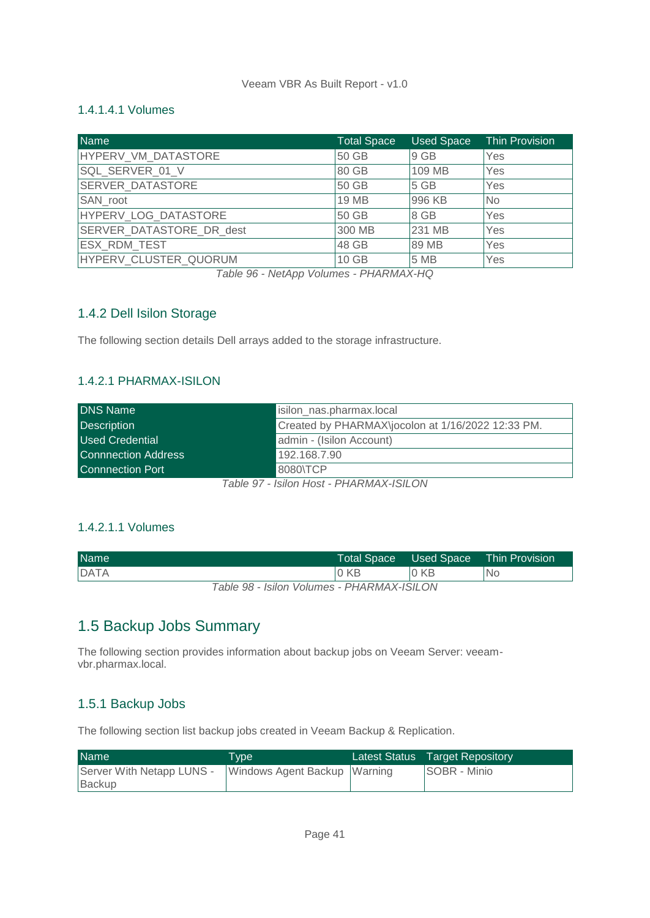#### 1.4.1.4.1 Volumes

| Name | Total Space | Used Space | Thin Provision |
|---|---|---|---|
| HYPERV_VM_DATASTORE | 50 GB | 9 GB | Yes |
| SQL_SERVER_01_V | 80 GB | 109 MB | Yes |
| SERVER_DATASTORE | 50 GB | 5 GB | Yes |
| SAN_root | 19 MB | 996 KB | No |
| HYPERV_LOG_DATASTORE | 50 GB | 8 GB | Yes |
| SERVER_DATASTORE_DR_dest | 300 MB | 231 MB | Yes |
| ESX_RDM_TEST | 48 GB | 89 MB | Yes |
| HYPERV_CLUSTER_QUORUM | 10 GB | 5 MB | Yes |

*Table 96 - NetApp Volumes - PHARMAX-HQ*

### 1.4.2 Dell Isilon Storage

The following section details Dell arrays added to the storage infrastructure.

#### 1.4.2.1 PHARMAX-ISILON

| | |
|---|---|
| DNS Name | isilon_nas.pharmax.local |
| Description | Created by PHARMAX\jocolon at 1/16/2022 12:33 PM. |
| Used Credential | admin - (Isilon Account) |
| Connection Address | 192.168.7.90 |
| Connection Port | 8080\TCP |

*Table 97 - Isilon Host - PHARMAX-ISILON*

##### 1.4.2.1.1 Volumes

| Name | Total Space | Used Space | Thin Provision |
|---|---|---|---|
| DATA | 0 KB | 0 KB | No |

*Table 98 - Isilon Volumes - PHARMAX-ISILON*

## 1.5 Backup Jobs Summary

The following section provides information about backup jobs on Veeam Server: veeam-vbr.pharmax.local.

### 1.5.1 Backup Jobs

The following section list backup jobs created in Veeam Backup & Replication.

| Name | Type | Latest Status | Target Repository |
|---|---|---|---|
| Server With Netapp LUNS - Backup | Windows Agent Backup | Warning | SOBR - Minio |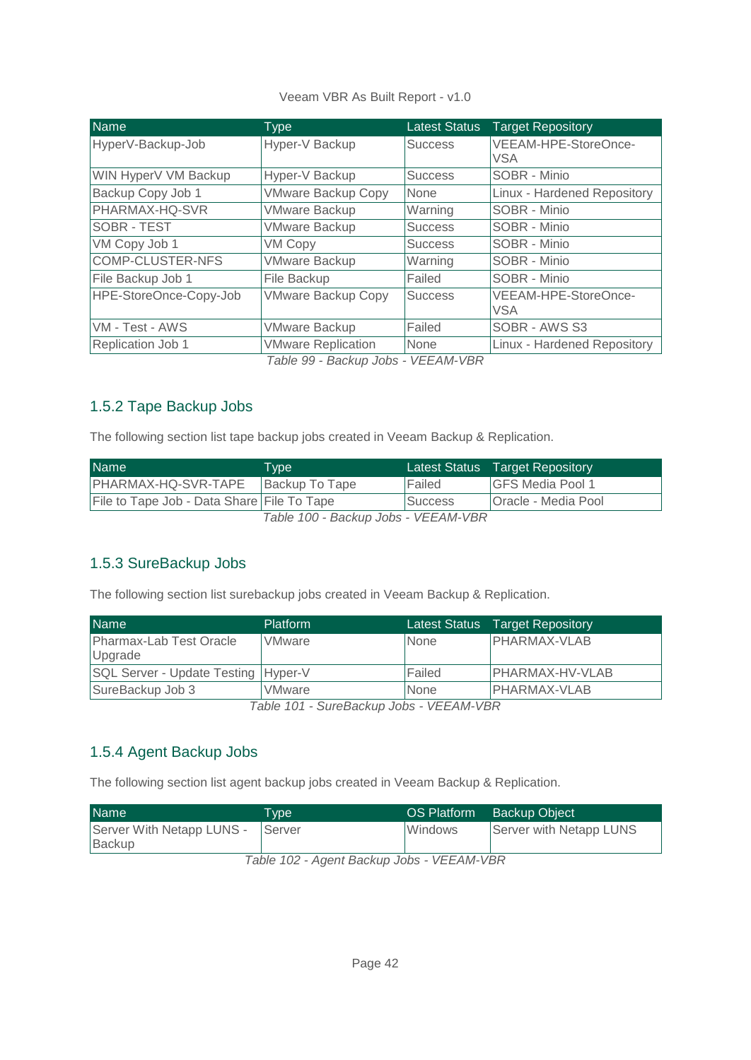| Name | Type | Latest Status | Target Repository |
|---|---|---|---|
| HyperV-Backup-Job | Hyper-V Backup | Success | VEEAM-HPE-StoreOnce-VSA |
| WIN HyperV VM Backup | Hyper-V Backup | Success | SOBR - Minio |
| Backup Copy Job 1 | VMware Backup Copy | None | Linux - Hardened Repository |
| PHARMAX-HQ-SVR | VMware Backup | Warning | SOBR - Minio |
| SOBR - TEST | VMware Backup | Success | SOBR - Minio |
| VM Copy Job 1 | VM Copy | Success | SOBR - Minio |
| COMP-CLUSTER-NFS | VMware Backup | Warning | SOBR - Minio |
| File Backup Job 1 | File Backup | Failed | SOBR - Minio |
| HPE-StoreOnce-Copy-Job | VMware Backup Copy | Success | VEEAM-HPE-StoreOnce-VSA |
| VM - Test - AWS | VMware Backup | Failed | SOBR - AWS S3 |
| Replication Job 1 | VMware Replication | None | Linux - Hardened Repository |

*Table 99 - Backup Jobs - VEEAM-VBR*

### 1.5.2 Tape Backup Jobs

The following section list tape backup jobs created in Veeam Backup & Replication.

| Name | Type | Latest Status | Target Repository |
|---|---|---|---|
| PHARMAX-HQ-SVR-TAPE | Backup To Tape | Failed | GFS Media Pool 1 |
| File to Tape Job - Data Share | File To Tape | Success | Oracle - Media Pool |

*Table 100 - Backup Jobs - VEEAM-VBR*

### 1.5.3 SureBackup Jobs

The following section list surebackup jobs created in Veeam Backup & Replication.

| Name | Platform | Latest Status | Target Repository |
|---|---|---|---|
| Pharmax-Lab Test Oracle Upgrade | VMware | None | PHARMAX-VLAB |
| SQL Server - Update Testing | Hyper-V | Failed | PHARMAX-HV-VLAB |
| SureBackup Job 3 | VMware | None | PHARMAX-VLAB |

*Table 101 - SureBackup Jobs - VEEAM-VBR*

### 1.5.4 Agent Backup Jobs

The following section list agent backup jobs created in Veeam Backup & Replication.

| Name | Type | OS Platform | Backup Object |
|---|---|---|---|
| Server With Netapp LUNS - Backup | Server | Windows | Server with Netapp LUNS |

*Table 102 - Agent Backup Jobs - VEEAM-VBR*